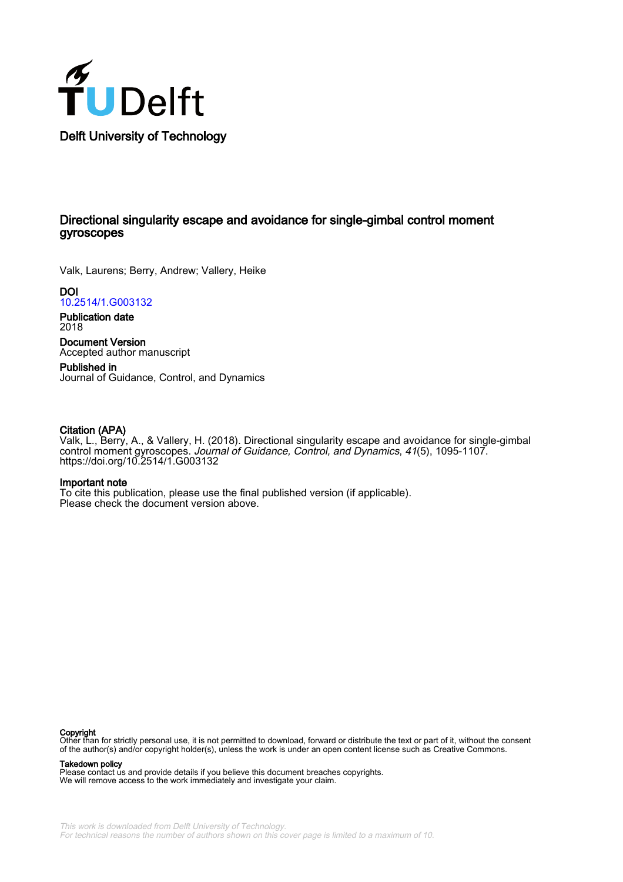TUDelft

Delft University of Technology

# Directional singularity escape and avoidance for single-gimbal control moment gyroscopes

Valk, Laurens; Berry, Andrew; Vallery, Heike

**DOI**
10.2514/1.G003132

**Publication date**
2018

**Document Version**
Accepted author manuscript

**Published in**
Journal of Guidance, Control, and Dynamics

**Citation (APA)**
Valk, L., Berry, A., & Vallery, H. (2018). Directional singularity escape and avoidance for single-gimbal control moment gyroscopes. *Journal of Guidance, Control, and Dynamics*, *41*(5), 1095-1107. https://doi.org/10.2514/1.G003132

**Important note**
To cite this publication, please use the final published version (if applicable). Please check the document version above.

**Copyright**
Other than for strictly personal use, it is not permitted to download, forward or distribute the text or part of it, without the consent of the author(s) and/or copyright holder(s), unless the work is under an open content license such as Creative Commons.

**Takedown policy**
Please contact us and provide details if you believe this document breaches copyrights. We will remove access to the work immediately and investigate your claim.

This work is downloaded from Delft University of Technology. For technical reasons the number of authors shown on this cover page is limited to a maximum of 10.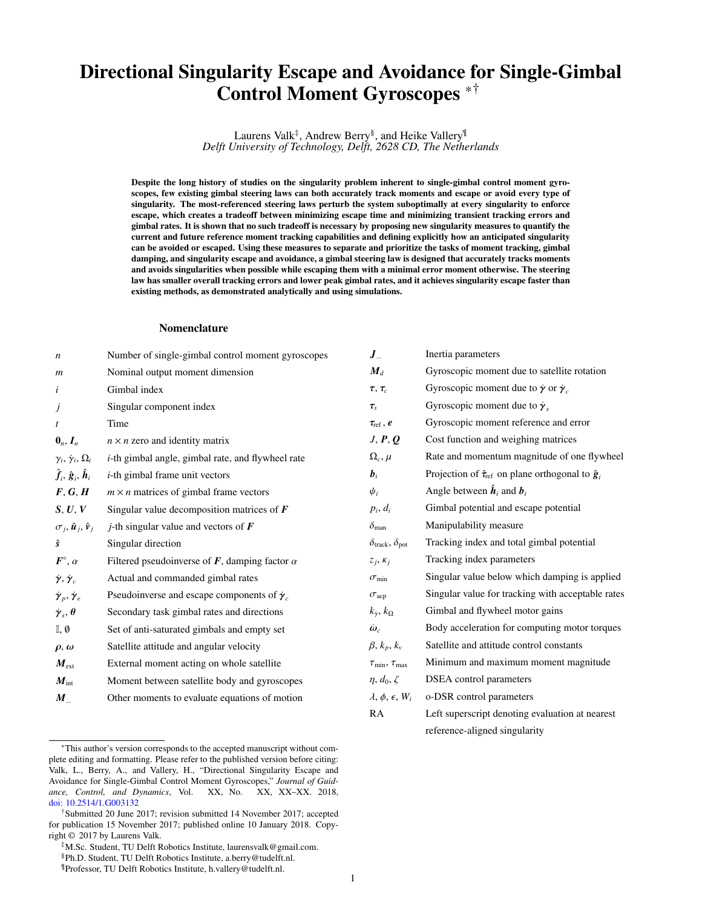# Directional Singularity Escape and Avoidance for Single-Gimbal Control Moment Gyroscopes [*,†]

Laurens Valk[‡], Andrew Berry[§], and Heike Vallery[¶]
*Delft University of Technology, Delft, 2628 CD, The Netherlands*

**Despite the long history of studies on the singularity problem inherent to single-gimbal control moment gyroscopes, few existing gimbal steering laws can both accurately track moments and escape or avoid every type of singularity. The most-referenced steering laws perturb the system suboptimally at every singularity to enforce escape, which creates a tradeoff between minimizing escape time and minimizing transient tracking errors and gimbal rates. It is shown that no such tradeoff is necessary by proposing new singularity measures to quantify the current and future reference moment tracking capabilities and defining explicitly how an anticipated singularity can be avoided or escaped. Using these measures to separate and prioritize the tasks of moment tracking, gimbal damping, and singularity escape and avoidance, a gimbal steering law is designed that accurately tracks moments and avoids singularities when possible while escaping them with a minimal error moment otherwise. The steering law has smaller overall tracking errors and lower peak gimbal rates, and it achieves singularity escape faster than existing methods, as demonstrated analytically and using simulations.**

## Nomenclature

| | |
|---|---|
| $n$ | Number of single-gimbal control moment gyroscopes |
| $m$ | Nominal output moment dimension |
| $i$ | Gimbal index |
| $j$ | Singular component index |
| $t$ | Time |
| $\mathbf{0}_n$, $\boldsymbol{I}_n$ | $n \times n$ zero and identity matrix |
| $\gamma_i$, $\dot{\gamma}_i$, $\Omega_i$ | $i$-th gimbal angle, gimbal rate, and flywheel rate |
| $\hat{\boldsymbol{f}}_i$, $\hat{\boldsymbol{g}}_i$, $\hat{\boldsymbol{h}}_i$ | $i$-th gimbal frame unit vectors |
| $\boldsymbol{F}$, $\boldsymbol{G}$, $\boldsymbol{H}$ | $m \times n$ matrices of gimbal frame vectors |
| $\boldsymbol{S}$, $\boldsymbol{U}$, $\boldsymbol{V}$ | Singular value decomposition matrices of $\boldsymbol{F}$ |
| $\sigma_j$, $\hat{\boldsymbol{u}}_j$, $\hat{\boldsymbol{v}}_j$ | $j$-th singular value and vectors of $\boldsymbol{F}$ |
| $\hat{\boldsymbol{s}}$ | Singular direction |
| $\boldsymbol{F}^{\circ}$, $\alpha$ | Filtered pseudoinverse of $\boldsymbol{F}$, damping factor $\alpha$ |
| $\dot{\boldsymbol{\gamma}}$, $\dot{\boldsymbol{\gamma}}_c$ | Actual and commanded gimbal rates |
| $\dot{\boldsymbol{\gamma}}_p$, $\dot{\boldsymbol{\gamma}}_e$ | Pseudoinverse and escape components of $\dot{\boldsymbol{\gamma}}_c$ |
| $\dot{\boldsymbol{\gamma}}_s$, $\boldsymbol{\theta}$ | Secondary task gimbal rates and directions |
| $\mathbb{I}$, $\emptyset$ | Set of anti-saturated gimbals and empty set |
| $\boldsymbol{\rho}$, $\boldsymbol{\omega}$ | Satellite attitude and angular velocity |
| $\boldsymbol{M}_{\text{ext}}$ | External moment acting on whole satellite |
| $\boldsymbol{M}_{\text{int}}$ | Moment between satellite body and gyroscopes |
| $\boldsymbol{M}_{...}$ | Other moments to evaluate equations of motion |
| $\boldsymbol{J}_{...}$ | Inertia parameters |
| $\boldsymbol{M}_d$ | Gyroscopic moment due to satellite rotation |
| $\boldsymbol{\tau}$, $\boldsymbol{\tau}_c$ | Gyroscopic moment due to $\dot{\boldsymbol{\gamma}}$ or $\dot{\boldsymbol{\gamma}}_c$ |
| $\boldsymbol{\tau}_s$ | Gyroscopic moment due to $\dot{\boldsymbol{\gamma}}_s$ |
| $\boldsymbol{\tau}_{\text{ref}}$, $\boldsymbol{e}$ | Gyroscopic moment reference and error |
| $J$, $\boldsymbol{P}$, $\boldsymbol{Q}$ | Cost function and weighing matrices |
| $\Omega_c$, $\mu$ | Rate and momentum magnitude of one flywheel |
| $\boldsymbol{b}_i$ | Projection of $\hat{\boldsymbol{\tau}}_{\text{ref}}$ on plane orthogonal to $\hat{\boldsymbol{g}}_i$ |
| $\psi_i$ | Angle between $\hat{\boldsymbol{h}}_i$ and $\boldsymbol{b}_i$ |
| $p_i$, $d_i$ | Gimbal potential and escape potential |
| $\delta_{\text{man}}$ | Manipulability measure |
| $\delta_{\text{track}}$, $\delta_{\text{pot}}$ | Tracking index and total gimbal potential |
| $z_j$, $\kappa_j$ | Tracking index parameters |
| $\sigma_{\text{min}}$ | Singular value below which damping is applied |
| $\sigma_{\text{acp}}$ | Singular value for tracking with acceptable rates |
| $k_{\dot{\gamma}}$, $k_{\Omega}$ | Gimbal and flywheel motor gains |
| $\dot{\boldsymbol{\omega}}_c$ | Body acceleration for computing motor torques |
| $\beta$, $k_p$, $k_v$ | Satellite and attitude control constants |
| $\tau_{\text{min}}$, $\tau_{\text{max}}$ | Minimum and maximum moment magnitude |
| $\eta$, $d_0$, $\zeta$ | DSEA control parameters |
| $\lambda$, $\phi$, $\epsilon$, $W_i$ | o-DSR control parameters |
| RA | Left superscript denoting evaluation at nearest reference-aligned singularity |

[*] This author's version corresponds to the accepted manuscript without complete editing and formatting. Please refer to the published version before citing: Valk, L., Berry, A., and Vallery, H., "Directional Singularity Escape and Avoidance for Single-Gimbal Control Moment Gyroscopes," *Journal of Guidance, Control, and Dynamics*, Vol. XX, No. XX, XX–XX. 2018, doi: 10.2514/1.G003132

[†] Submitted 20 June 2017; revision submitted 14 November 2017; accepted for publication 15 November 2017; published online 10 January 2018. Copyright © 2017 by Laurens Valk.

[‡] M.Sc. Student, TU Delft Robotics Institute, laurensvalk@gmail.com.

[§] Ph.D. Student, TU Delft Robotics Institute, a.berry@tudelft.nl.

[¶] Professor, TU Delft Robotics Institute, h.vallery@tudelft.nl.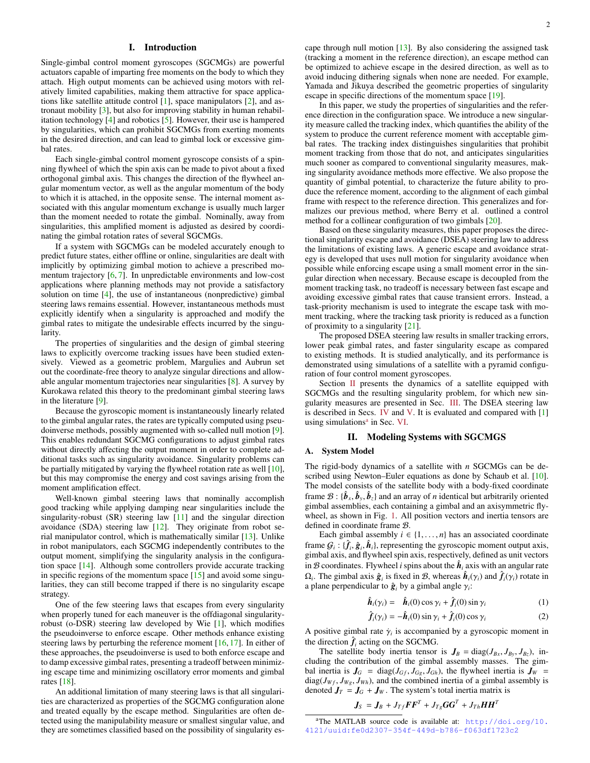## I. Introduction

Single-gimbal control moment gyroscopes (SGCMGs) are powerful actuators capable of imparting free moments on the body to which they attach. High output moments can be achieved using motors with relatively limited capabilities, making them attractive for space applications like satellite attitude control [1], space manipulators [2], and astronaut mobility [3], but also for improving stability in human rehabilitation technology [4] and robotics [5]. However, their use is hampered by singularities, which can prohibit SGCMGs from exerting moments in the desired direction, and can lead to gimbal lock or excessive gimbal rates.

Each single-gimbal control moment gyroscope consists of a spinning flywheel of which the spin axis can be made to pivot about a fixed orthogonal gimbal axis. This changes the direction of the flywheel angular momentum vector, as well as the angular momentum of the body to which it is attached, in the opposite sense. The internal moment associated with this angular momentum exchange is usually much larger than the moment needed to rotate the gimbal. Nominally, away from singularities, this amplified moment is adjusted as desired by coordinating the gimbal rotation rates of several SGCMGs.

If a system with SGCMGs can be modeled accurately enough to predict future states, either offline or online, singularities are dealt with implicitly by optimizing gimbal motion to achieve a prescribed momentum trajectory [6, 7]. In unpredictable environments and low-cost applications where planning methods may not provide a satisfactory solution on time [4], the use of instantaneous (nonpredictive) gimbal steering laws remains essential. However, instantaneous methods must explicitly identify when a singularity is approached and modify the gimbal rates to mitigate the undesirable effects incurred by the singularity.

The properties of singularities and the design of gimbal steering laws to explicitly overcome tracking issues have been studied extensively. Viewed as a geometric problem, Margulies and Aubrun set out the coordinate-free theory to analyze singular directions and allowable angular momentum trajectories near singularities [8]. A survey by Kurokawa related this theory to the predominant gimbal steering laws in the literature [9].

Because the gyroscopic moment is instantaneously linearly related to the gimbal angular rates, the rates are typically computed using pseudoinverse methods, possibly augmented with so-called null motion [9]. This enables redundant SGCMG configurations to adjust gimbal rates without directly affecting the output moment in order to complete additional tasks such as singularity avoidance. Singularity problems can be partially mitigated by varying the flywheel rotation rate as well [10], but this may compromise the energy and cost savings arising from the moment amplification effect.

Well-known gimbal steering laws that nominally accomplish good tracking while applying damping near singularities include the singularity-robust (SR) steering law [11] and the singular direction avoidance (SDA) steering law [12]. They originate from robot serial manipulator control, which is mathematically similar [13]. Unlike in robot manipulators, each SGCMG independently contributes to the output moment, simplifying the singularity analysis in the configuration space [14]. Although some controllers provide accurate tracking in specific regions of the momentum space [15] and avoid some singularities, they can still become trapped if there is no singularity escape strategy.

One of the few steering laws that escapes from every singularity when properly tuned for each maneuver is the offdiagonal singularity-robust (o-DSR) steering law developed by Wie [1], which modifies the pseudoinverse to enforce escape. Other methods enhance existing steering laws by perturbing the reference moment [16, 17]. In either of these approaches, the pseudoinverse is used to both enforce escape and to damp excessive gimbal rates, presenting a tradeoff between minimizing escape time and minimizing oscillatory error moments and gimbal rates [18].

An additional limitation of many steering laws is that all singularities are characterized as properties of the SGCMG configuration alone and treated equally by the escape method. Singularities are often detected using the manipulability measure or smallest singular value, and they are sometimes classified based on the possibility of singularity escape through null motion [13]. By also considering the assigned task (tracking a moment in the reference direction), an escape method can be optimized to achieve escape in the desired direction, as well as to avoid inducing dithering signals when none are needed. For example, Yamada and Jikuya described the geometric properties of singularity escape in specific directions of the momentum space [19].

In this paper, we study the properties of singularities and the reference direction in the configuration space. We introduce a new singularity measure called the tracking index, which quantifies the ability of the system to produce the current reference moment with acceptable gimbal rates. The tracking index distinguishes singularities that prohibit moment tracking from those that do not, and anticipates singularities much sooner as compared to conventional singularity measures, making singularity avoidance methods more effective. We also propose the quantity of gimbal potential, to characterize the future ability to produce the reference moment, according to the alignment of each gimbal frame with respect to the reference direction. This generalizes and formalizes our previous method, where Berry et al. outlined a control method for a collinear configuration of two gimbals [20].

Based on these singularity measures, this paper proposes the directional singularity escape and avoidance (DSEA) steering law to address the limitations of existing laws. A generic escape and avoidance strategy is developed that uses null motion for singularity avoidance when possible while enforcing escape using a small moment error in the singular direction when necessary. Because escape is decoupled from the moment tracking task, no tradeoff is necessary between fast escape and avoiding excessive gimbal rates that cause transient errors. Instead, a task-priority mechanism is used to integrate the escape task with moment tracking, where the tracking task priority is reduced as a function of proximity to a singularity [21].

The proposed DSEA steering law results in smaller tracking errors, lower peak gimbal rates, and faster singularity escape as compared to existing methods. It is studied analytically, and its performance is demonstrated using simulations of a satellite with a pyramid configuration of four control moment gyroscopes.

Section II presents the dynamics of a satellite equipped with SGCMGs and the resulting singularity problem, for which new singularity measures are presented in Sec. III. The DSEA steering law is described in Secs. IV and V. It is evaluated and compared with [1] using simulations[a] in Sec. VI.

## II. Modeling Systems with SGCMGS

### A. System Model

The rigid-body dynamics of a satellite with $n$ SGCMGs can be described using Newton–Euler equations as done by Schaub et al. [10]. The model consists of the satellite body with a body-fixed coordinate frame $\mathcal{B} : \{\hat{\boldsymbol{b}}_x, \hat{\boldsymbol{b}}_y, \hat{\boldsymbol{b}}_z\}$ and an array of $n$ identical but arbitrarily oriented gimbal assemblies, each containing a gimbal and an axisymmetric flywheel, as shown in Fig. 1. All position vectors and inertia tensors are defined in coordinate frame $\mathcal{B}$.

Each gimbal assembly $i \in \{1, \ldots, n\}$ has an associated coordinate frame $\mathcal{G}_i : \{\hat{\boldsymbol{f}}_i, \hat{\boldsymbol{g}}_i, \hat{\boldsymbol{h}}_i\}$, representing the gyroscopic moment output axis, gimbal axis, and flywheel spin axis, respectively, defined as unit vectors in $\mathcal{B}$ coordinates. Flywheel $i$ spins about the $\hat{\boldsymbol{h}}_i$ axis with an angular rate $\Omega_i$. The gimbal axis $\hat{\boldsymbol{g}}_i$ is fixed in $\mathcal{B}$, whereas $\hat{\boldsymbol{h}}_i(\gamma_i)$ and $\hat{\boldsymbol{f}}_i(\gamma_i)$ rotate in a plane perpendicular to $\hat{\boldsymbol{g}}_i$ by a gimbal angle $\gamma_i$:

$$\hat{\boldsymbol{h}}_i(\gamma_i) = \hat{\boldsymbol{h}}_i(0)\cos\gamma_i + \hat{\boldsymbol{f}}_i(0)\sin\gamma_i \tag{1}$$

$$\hat{\boldsymbol{f}}_i(\gamma_i) = -\hat{\boldsymbol{h}}_i(0)\sin\gamma_i + \hat{\boldsymbol{f}}_i(0)\cos\gamma_i \tag{2}$$

A positive gimbal rate $\dot{\gamma}_i$ is accompanied by a gyroscopic moment in the direction $\hat{\boldsymbol{f}}_i$ acting on the SGCMG.

The satellite body inertia tensor is $\boldsymbol{J}_B = \text{diag}(J_{Bx}, J_{By}, J_{Bz})$, including the contribution of the gimbal assembly masses. The gimbal inertia is $\boldsymbol{J}_G = \text{diag}(J_{Gf}, J_{Gg}, J_{Gh})$, the flywheel inertia is $\boldsymbol{J}_W = \text{diag}(J_{Wf}, J_{Wg}, J_{Wh})$, and the combined inertia of a gimbal assembly is denoted $\boldsymbol{J}_T = \boldsymbol{J}_G + \boldsymbol{J}_W$. The system's total inertia matrix is

$$\boldsymbol{J}_S = \boldsymbol{J}_B + J_{Tf}\boldsymbol{F}\boldsymbol{F}^T + J_{Tg}\boldsymbol{G}\boldsymbol{G}^T + J_{Th}\boldsymbol{H}\boldsymbol{H}^T$$

[a] The MATLAB source code is available at: http://doi.org/10.4121/uuid:fe0d2307-354f-449d-b786-f063df1723c2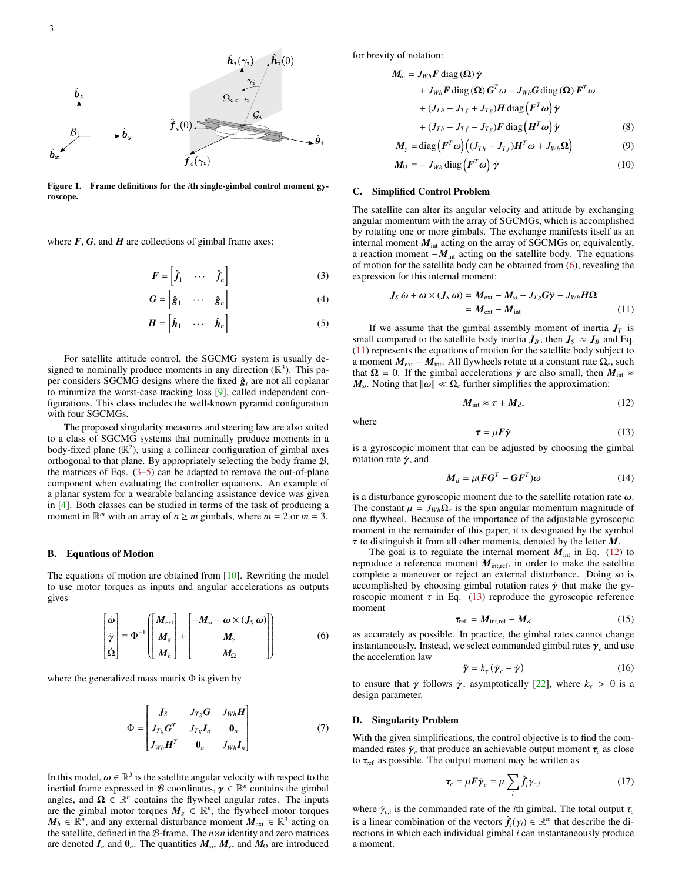Figure 1. Frame definitions for the $i$th single-gimbal control moment gyroscope.

where $\boldsymbol{F}$, $\boldsymbol{G}$, and $\boldsymbol{H}$ are collections of gimbal frame axes:

$$\boldsymbol{F} = \begin{bmatrix} \hat{\boldsymbol{f}}_1 & \cdots & \hat{\boldsymbol{f}}_n \end{bmatrix} \tag{3}$$

$$\boldsymbol{G} = \begin{bmatrix} \hat{\boldsymbol{g}}_1 & \cdots & \hat{\boldsymbol{g}}_n \end{bmatrix} \tag{4}$$

$$\boldsymbol{H} = \begin{bmatrix} \hat{\boldsymbol{h}}_1 & \cdots & \hat{\boldsymbol{h}}_n \end{bmatrix} \tag{5}$$

For satellite attitude control, the SGCMG system is usually designed to nominally produce moments in any direction ($\mathbb{R}^3$). This paper considers SGCMG designs where the fixed $\hat{\boldsymbol{g}}_i$ are not all coplanar to minimize the worst-case tracking loss [9], called independent configurations. This class includes the well-known pyramid configuration with four SGCMGs.

The proposed singularity measures and steering law are also suited to a class of SGCMG systems that nominally produce moments in a body-fixed plane ($\mathbb{R}^2$), using a collinear configuration of gimbal axes orthogonal to that plane. By appropriately selecting the body frame $\mathcal{B}$, the matrices of Eqs. (3–5) can be adapted to remove the out-of-plane component when evaluating the controller equations. An example of a planar system for a wearable balancing assistance device was given in [4]. Both classes can be studied in terms of the task of producing a moment in $\mathbb{R}^m$ with an array of $n \geq m$ gimbals, where $m = 2$ or $m = 3$.

### B. Equations of Motion

The equations of motion are obtained from [10]. Rewriting the model to use motor torques as inputs and angular accelerations as outputs gives

$$\begin{bmatrix} \dot{\boldsymbol{\omega}} \\ \ddot{\boldsymbol{\gamma}} \\ \dot{\boldsymbol{\Omega}} \end{bmatrix} = \Phi^{-1} \left( \begin{bmatrix} \boldsymbol{M}_{\text{ext}} \\ \boldsymbol{M}_g \\ \boldsymbol{M}_h \end{bmatrix} + \begin{bmatrix} -\boldsymbol{M}_\omega - \boldsymbol{\omega} \times (\boldsymbol{J}_S\, \boldsymbol{\omega}) \\ \boldsymbol{M}_\gamma \\ \boldsymbol{M}_\Omega \end{bmatrix} \right) \tag{6}$$

where the generalized mass matrix $\Phi$ is given by

$$\Phi = \begin{bmatrix} \boldsymbol{J}_S & J_{Tg}\boldsymbol{G} & J_{Wh}\boldsymbol{H} \\ J_{Tg}\boldsymbol{G}^T & J_{Tg}\boldsymbol{I}_n & \boldsymbol{0}_n \\ J_{Wh}\boldsymbol{H}^T & \boldsymbol{0}_n & J_{Wh}\boldsymbol{I}_n \end{bmatrix} \tag{7}$$

In this model, $\boldsymbol{\omega} \in \mathbb{R}^3$ is the satellite angular velocity with respect to the inertial frame expressed in $\mathcal{B}$ coordinates, $\boldsymbol{\gamma} \in \mathbb{R}^n$ contains the gimbal angles, and $\boldsymbol{\Omega} \in \mathbb{R}^n$ contains the flywheel angular rates. The inputs are the gimbal motor torques $\boldsymbol{M}_g \in \mathbb{R}^n$, the flywheel motor torques $\boldsymbol{M}_h \in \mathbb{R}^n$, and any external disturbance moment $\boldsymbol{M}_{\text{ext}} \in \mathbb{R}^3$ acting on the satellite, defined in the $\mathcal{B}$-frame. The $n{\times}n$ identity and zero matrices are denoted $\boldsymbol{I}_n$ and $\boldsymbol{0}_n$. The quantities $\boldsymbol{M}_\omega$, $\boldsymbol{M}_\gamma$, and $\boldsymbol{M}_\Omega$ are introduced for brevity of notation:

$$\begin{aligned} \boldsymbol{M}_\omega =\ & J_{Wh}\boldsymbol{F}\operatorname{diag}(\boldsymbol{\Omega})\,\dot{\boldsymbol{\gamma}} \\ & + J_{Wh}\boldsymbol{F}\operatorname{diag}(\boldsymbol{\Omega})\,\boldsymbol{G}^T\boldsymbol{\omega} - J_{Wh}\boldsymbol{G}\operatorname{diag}(\boldsymbol{\Omega})\,\boldsymbol{F}^T\boldsymbol{\omega} \\ & + (J_{Th} - J_{Tf} + J_{Tg})\boldsymbol{H}\operatorname{diag}\left(\boldsymbol{F}^T\boldsymbol{\omega}\right)\dot{\boldsymbol{\gamma}} \\ & + (J_{Th} - J_{Tf} - J_{Tg})\boldsymbol{F}\operatorname{diag}\left(\boldsymbol{H}^T\boldsymbol{\omega}\right)\dot{\boldsymbol{\gamma}} \end{aligned} \tag{8}$$

$$\boldsymbol{M}_\gamma = \operatorname{diag}\left(\boldsymbol{F}^T\boldsymbol{\omega}\right)\left((J_{Th} - J_{Tf})\boldsymbol{H}^T\boldsymbol{\omega} + J_{Wh}\boldsymbol{\Omega}\right) \tag{9}$$

$$\boldsymbol{M}_\Omega = -\,J_{Wh}\operatorname{diag}\left(\boldsymbol{F}^T\boldsymbol{\omega}\right)\dot{\boldsymbol{\gamma}} \tag{10}$$

### C. Simplified Control Problem

The satellite can alter its angular velocity and attitude by exchanging angular momentum with the array of SGCMGs, which is accomplished by rotating one or more gimbals. The exchange manifests itself as an internal moment $\boldsymbol{M}_{\text{int}}$ acting on the array of SGCMGs or, equivalently, a reaction moment $-\boldsymbol{M}_{\text{int}}$ acting on the satellite body. The equations of motion for the satellite body can be obtained from (6), revealing the expression for this internal moment:

$$\begin{aligned} \boldsymbol{J}_S\,\dot{\boldsymbol{\omega}} + \boldsymbol{\omega} \times (\boldsymbol{J}_S\,\boldsymbol{\omega}) &= \boldsymbol{M}_{\text{ext}} - \boldsymbol{M}_\omega - J_{Tg}\boldsymbol{G}\ddot{\boldsymbol{\gamma}} - J_{Wh}\boldsymbol{H}\dot{\boldsymbol{\Omega}} \\ &= \boldsymbol{M}_{\text{ext}} - \boldsymbol{M}_{\text{int}} \end{aligned} \tag{11}$$

If we assume that the gimbal assembly moment of inertia $\boldsymbol{J}_T$ is small compared to the satellite body inertia $\boldsymbol{J}_B$, then $\boldsymbol{J}_S \approx \boldsymbol{J}_B$ and Eq. (11) represents the equations of motion for the satellite body subject to a moment $\boldsymbol{M}_{\text{ext}} - \boldsymbol{M}_{\text{int}}$. All flywheels rotate at a constant rate $\Omega_c$, such that $\dot{\boldsymbol{\Omega}} = 0$. If the gimbal accelerations $\ddot{\boldsymbol{\gamma}}$ are also small, then $\boldsymbol{M}_{\text{int}} \approx \boldsymbol{M}_\omega$. Noting that $\|\boldsymbol{\omega}\| \ll \Omega_c$ further simplifies the approximation:

$$\boldsymbol{M}_{\text{int}} \approx \boldsymbol{\tau} + \boldsymbol{M}_d, \tag{12}$$

where

$$\boldsymbol{\tau} = \mu\boldsymbol{F}\dot{\boldsymbol{\gamma}} \tag{13}$$

is a gyroscopic moment that can be adjusted by choosing the gimbal rotation rate $\dot{\boldsymbol{\gamma}}$, and

$$\boldsymbol{M}_d = \mu(\boldsymbol{F}\boldsymbol{G}^T - \boldsymbol{G}\boldsymbol{F}^T)\boldsymbol{\omega} \tag{14}$$

is a disturbance gyroscopic moment due to the satellite rotation rate $\boldsymbol{\omega}$. The constant $\mu = J_{Wh}\Omega_c$ is the spin angular momentum magnitude of one flywheel. Because of the importance of the adjustable gyroscopic moment in the remainder of this paper, it is designated by the symbol $\boldsymbol{\tau}$ to distinguish it from all other moments, denoted by the letter $\boldsymbol{M}$.

The goal is to regulate the internal moment $\boldsymbol{M}_{\text{int}}$ in Eq. (12) to reproduce a reference moment $\boldsymbol{M}_{\text{int,ref}}$, in order to make the satellite complete a maneuver or reject an external disturbance. Doing so is accomplished by choosing gimbal rotation rates $\dot{\boldsymbol{\gamma}}$ that make the gyroscopic moment $\boldsymbol{\tau}$ in Eq. (13) reproduce the gyroscopic reference moment

$$\boldsymbol{\tau}_{\text{ref}} = \boldsymbol{M}_{\text{int,ref}} - \boldsymbol{M}_d \tag{15}$$

as accurately as possible. In practice, the gimbal rates cannot change instantaneously. Instead, we select commanded gimbal rates $\dot{\boldsymbol{\gamma}}_c$ and use the acceleration law

$$\ddot{\boldsymbol{\gamma}} = k_{\dot{\gamma}}\,(\dot{\boldsymbol{\gamma}}_c - \dot{\boldsymbol{\gamma}}) \tag{16}$$

to ensure that $\dot{\boldsymbol{\gamma}}$ follows $\dot{\boldsymbol{\gamma}}_c$ asymptotically [22], where $k_{\dot{\gamma}} > 0$ is a design parameter.

### D. Singularity Problem

With the given simplifications, the control objective is to find the commanded rates $\dot{\boldsymbol{\gamma}}_c$ that produce an achievable output moment $\boldsymbol{\tau}_c$ as close to $\boldsymbol{\tau}_{\text{ref}}$ as possible. The output moment may be written as

$$\boldsymbol{\tau}_c = \mu\boldsymbol{F}\dot{\boldsymbol{\gamma}}_c = \mu\sum_i \hat{\boldsymbol{f}}_i\dot{\gamma}_{c,i} \tag{17}$$

where $\dot{\gamma}_{c,i}$ is the commanded rate of the $i$th gimbal. The total output $\boldsymbol{\tau}_c$ is a linear combination of the vectors $\hat{\boldsymbol{f}}_i(\gamma_i) \in \mathbb{R}^m$ that describe the directions in which each individual gimbal $i$ can instantaneously produce a moment.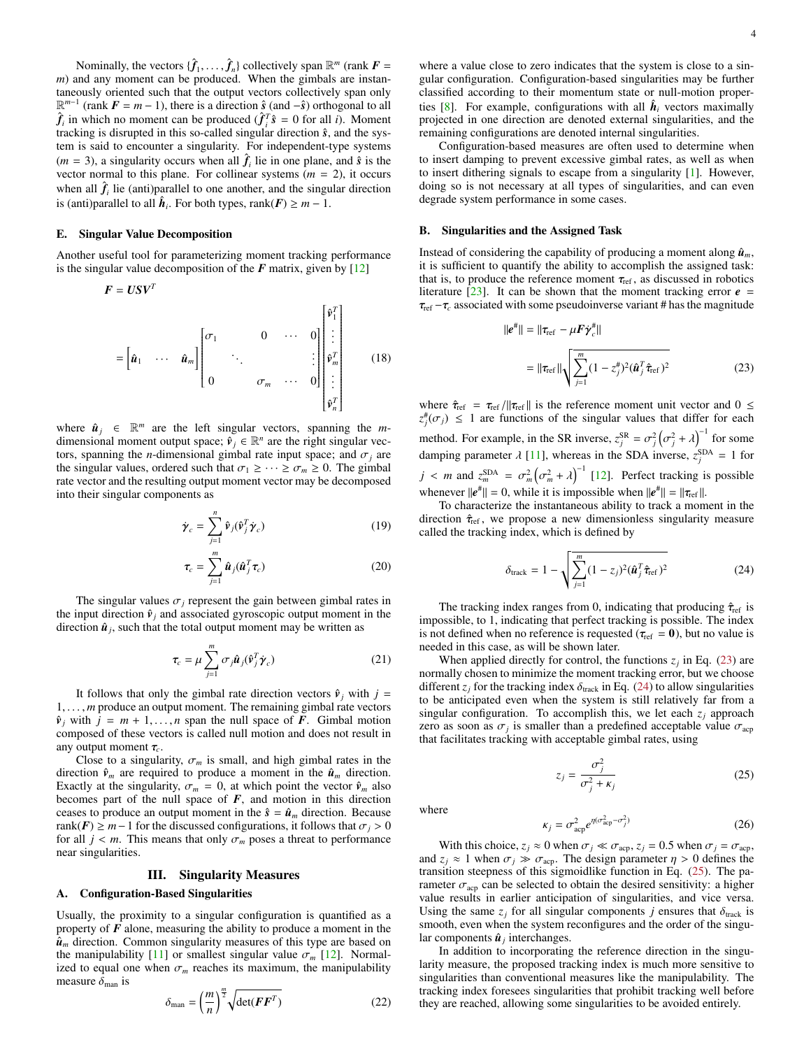Nominally, the vectors $\{\hat{\boldsymbol{f}}_1, \ldots, \hat{\boldsymbol{f}}_n\}$ collectively span $\mathbb{R}^m$ (rank $\boldsymbol{F} = m$) and any moment can be produced. When the gimbals are instantaneously oriented such that the output vectors collectively span only $\mathbb{R}^{m-1}$ (rank $\boldsymbol{F} = m-1$), there is a direction $\hat{\boldsymbol{s}}$ (and $-\hat{\boldsymbol{s}}$) orthogonal to all $\hat{\boldsymbol{f}}_i$ in which no moment can be produced ($\hat{\boldsymbol{f}}_i^T\hat{\boldsymbol{s}} = 0$ for all $i$). Moment tracking is disrupted in this so-called singular direction $\hat{\boldsymbol{s}}$, and the system is said to encounter a singularity. For independent-type systems ($m = 3$), a singularity occurs when all $\hat{\boldsymbol{f}}_i$ lie in one plane, and $\hat{\boldsymbol{s}}$ is the vector normal to this plane. For collinear systems ($m = 2$), it occurs when all $\hat{\boldsymbol{f}}_i$ lie (anti)parallel to one another, and the singular direction is (anti)parallel to all $\hat{\boldsymbol{h}}_i$. For both types, rank$(\boldsymbol{F}) \geq m-1$.

### E. Singular Value Decomposition

Another useful tool for parameterizing moment tracking performance is the singular value decomposition of the $\boldsymbol{F}$ matrix, given by [12]

$$\boldsymbol{F} = \boldsymbol{U}\boldsymbol{S}\boldsymbol{V}^T$$

$$= \begin{bmatrix} \hat{\boldsymbol{u}}_1 & \cdots & \hat{\boldsymbol{u}}_m \end{bmatrix} \begin{bmatrix} \sigma_1 & & 0 & \cdots & 0 \\ & \ddots & & & \vdots \\ 0 & & \sigma_m & \cdots & 0 \end{bmatrix} \begin{bmatrix} \hat{\boldsymbol{v}}_1^T \\ \vdots \\ \hat{\boldsymbol{v}}_m^T \\ \vdots \\ \hat{\boldsymbol{v}}_n^T \end{bmatrix} \tag{18}$$

where $\hat{\boldsymbol{u}}_j \in \mathbb{R}^m$ are the left singular vectors, spanning the $m$-dimensional moment output space; $\hat{\boldsymbol{v}}_j \in \mathbb{R}^n$ are the right singular vectors, spanning the $n$-dimensional gimbal rate input space; and $\sigma_j$ are the singular values, ordered such that $\sigma_1 \geq \cdots \geq \sigma_m \geq 0$. The gimbal rate vector and the resulting output moment vector may be decomposed into their singular components as

$$\dot{\boldsymbol{\gamma}}_c = \sum_{j=1}^{n} \hat{\boldsymbol{v}}_j(\hat{\boldsymbol{v}}_j^T\dot{\boldsymbol{\gamma}}_c) \tag{19}$$

$$\boldsymbol{\tau}_c = \sum_{j=1}^{m} \hat{\boldsymbol{u}}_j(\hat{\boldsymbol{u}}_j^T\boldsymbol{\tau}_c) \tag{20}$$

The singular values $\sigma_j$ represent the gain between gimbal rates in the input direction $\hat{\boldsymbol{v}}_j$ and associated gyroscopic output moment in the direction $\hat{\boldsymbol{u}}_j$, such that the total output moment may be written as

$$\boldsymbol{\tau}_c = \mu \sum_{j=1}^{m} \sigma_j \hat{\boldsymbol{u}}_j(\hat{\boldsymbol{v}}_j^T\dot{\boldsymbol{\gamma}}_c) \tag{21}$$

It follows that only the gimbal rate direction vectors $\hat{\boldsymbol{v}}_j$ with $j = 1, \ldots, m$ produce an output moment. The remaining gimbal rate vectors $\hat{\boldsymbol{v}}_j$ with $j = m+1, \ldots, n$ span the null space of $\boldsymbol{F}$. Gimbal motion composed of these vectors is called null motion and does not result in any output moment $\boldsymbol{\tau}_c$.

Close to a singularity, $\sigma_m$ is small, and high gimbal rates in the direction $\hat{\boldsymbol{v}}_m$ are required to produce a moment in the $\hat{\boldsymbol{u}}_m$ direction. Exactly at the singularity, $\sigma_m = 0$, at which point the vector $\hat{\boldsymbol{v}}_m$ also becomes part of the null space of $\boldsymbol{F}$, and motion in this direction ceases to produce an output moment in the $\hat{\boldsymbol{s}} = \hat{\boldsymbol{u}}_m$ direction. Because rank$(\boldsymbol{F}) \geq m-1$ for the discussed configurations, it follows that $\sigma_j > 0$ for all $j < m$. This means that only $\sigma_m$ poses a threat to performance near singularities.

## III. Singularity Measures

### A. Configuration-Based Singularities

Usually, the proximity to a singular configuration is quantified as a property of $\boldsymbol{F}$ alone, measuring the ability to produce a moment in the $\hat{\boldsymbol{u}}_m$ direction. Common singularity measures of this type are based on the manipulability [11] or smallest singular value $\sigma_m$ [12]. Normalized to equal one when $\sigma_m$ reaches its maximum, the manipulability measure $\delta_{\text{man}}$ is

$$\delta_{\text{man}} = \left(\frac{m}{n}\right)^{\frac{m}{2}} \sqrt{\det(\boldsymbol{F}\boldsymbol{F}^T)} \tag{22}$$

where a value close to zero indicates that the system is close to a singular configuration. Configuration-based singularities may be further classified according to their momentum state or null-motion properties [8]. For example, configurations with all $\hat{\boldsymbol{h}}_i$ vectors maximally projected in one direction are denoted external singularities, and the remaining configurations are denoted internal singularities.

Configuration-based measures are often used to determine when to insert damping to prevent excessive gimbal rates, as well as when to insert dithering signals to escape from a singularity [1]. However, doing so is not necessary at all types of singularities, and can even degrade system performance in some cases.

### B. Singularities and the Assigned Task

Instead of considering the capability of producing a moment along $\hat{\boldsymbol{u}}_m$, it is sufficient to quantify the ability to accomplish the assigned task: that is, to produce the reference moment $\boldsymbol{\tau}_{\text{ref}}$, as discussed in robotics literature [23]. It can be shown that the moment tracking error $\boldsymbol{e} = \boldsymbol{\tau}_{\text{ref}} - \boldsymbol{\tau}_c$ associated with some pseudoinverse variant # has the magnitude

$$\|\boldsymbol{e}^{\#}\| = \|\boldsymbol{\tau}_{\text{ref}} - \mu\boldsymbol{F}\dot{\boldsymbol{\gamma}}_c^{\#}\|$$

$$= \|\boldsymbol{\tau}_{\text{ref}}\| \sqrt{\sum_{j=1}^{m} (1 - z_j^{\#})^2 (\hat{\boldsymbol{u}}_j^T \hat{\boldsymbol{\tau}}_{\text{ref}})^2} \tag{23}$$

where $\hat{\boldsymbol{\tau}}_{\text{ref}} = \boldsymbol{\tau}_{\text{ref}}/\|\boldsymbol{\tau}_{\text{ref}}\|$ is the reference moment unit vector and $0 \leq z_j^{\#}(\sigma_j) \leq 1$ are functions of the singular values that differ for each method. For example, in the SR inverse, $z_j^{\text{SR}} = \sigma_j^2\left(\sigma_j^2 + \lambda\right)^{-1}$ for some damping parameter $\lambda$ [11], whereas in the SDA inverse, $z_j^{\text{SDA}} = 1$ for $j < m$ and $z_m^{\text{SDA}} = \sigma_m^2\left(\sigma_m^2 + \lambda\right)^{-1}$ [12]. Perfect tracking is possible whenever $\|\boldsymbol{e}^{\#}\| = 0$, while it is impossible when $\|\boldsymbol{e}^{\#}\| = \|\boldsymbol{\tau}_{\text{ref}}\|$.

To characterize the instantaneous ability to track a moment in the direction $\hat{\boldsymbol{\tau}}_{\text{ref}}$, we propose a new dimensionless singularity measure called the tracking index, which is defined by

$$\delta_{\text{track}} = 1 - \sqrt{\sum_{j=1}^{m} (1 - z_j)^2 (\hat{\boldsymbol{u}}_j^T \hat{\boldsymbol{\tau}}_{\text{ref}})^2} \tag{24}$$

The tracking index ranges from 0, indicating that producing $\hat{\boldsymbol{\tau}}_{\text{ref}}$ is impossible, to 1, indicating that perfect tracking is possible. The index is not defined when no reference is requested ($\boldsymbol{\tau}_{\text{ref}} = \boldsymbol{0}$), but no value is needed in this case, as will be shown later.

When applied directly for control, the functions $z_j$ in Eq. (23) are normally chosen to minimize the moment tracking error, but we choose different $z_j$ for the tracking index $\delta_{\text{track}}$ in Eq. (24) to allow singularities to be anticipated even when the system is still relatively far from a singular configuration. To accomplish this, we let each $z_j$ approach zero as soon as $\sigma_j$ is smaller than a predefined acceptable value $\sigma_{\text{acp}}$ that facilitates tracking with acceptable gimbal rates, using

$$z_j = \frac{\sigma_j^2}{\sigma_j^2 + \kappa_j} \tag{25}$$

where

$$\kappa_j = \sigma_{\text{acp}}^2 e^{\eta(\sigma_{\text{acp}}^2 - \sigma_j^2)} \tag{26}$$

With this choice, $z_j \approx 0$ when $\sigma_j \ll \sigma_{\text{acp}}$, $z_j = 0.5$ when $\sigma_j = \sigma_{\text{acp}}$, and $z_j \approx 1$ when $\sigma_j \gg \sigma_{\text{acp}}$. The design parameter $\eta > 0$ defines the transition steepness of this sigmoidlike function in Eq. (25). The parameter $\sigma_{\text{acp}}$ can be selected to obtain the desired sensitivity: a higher value results in earlier anticipation of singularities, and vice versa. Using the same $z_j$ for all singular components $j$ ensures that $\delta_{\text{track}}$ is smooth, even when the system reconfigures and the order of the singular components $\hat{\boldsymbol{u}}_j$ interchanges.

In addition to incorporating the reference direction in the singularity measure, the proposed tracking index is much more sensitive to singularities than conventional measures like the manipulability. The tracking index foresees singularities that prohibit tracking well before they are reached, allowing some singularities to be avoided entirely.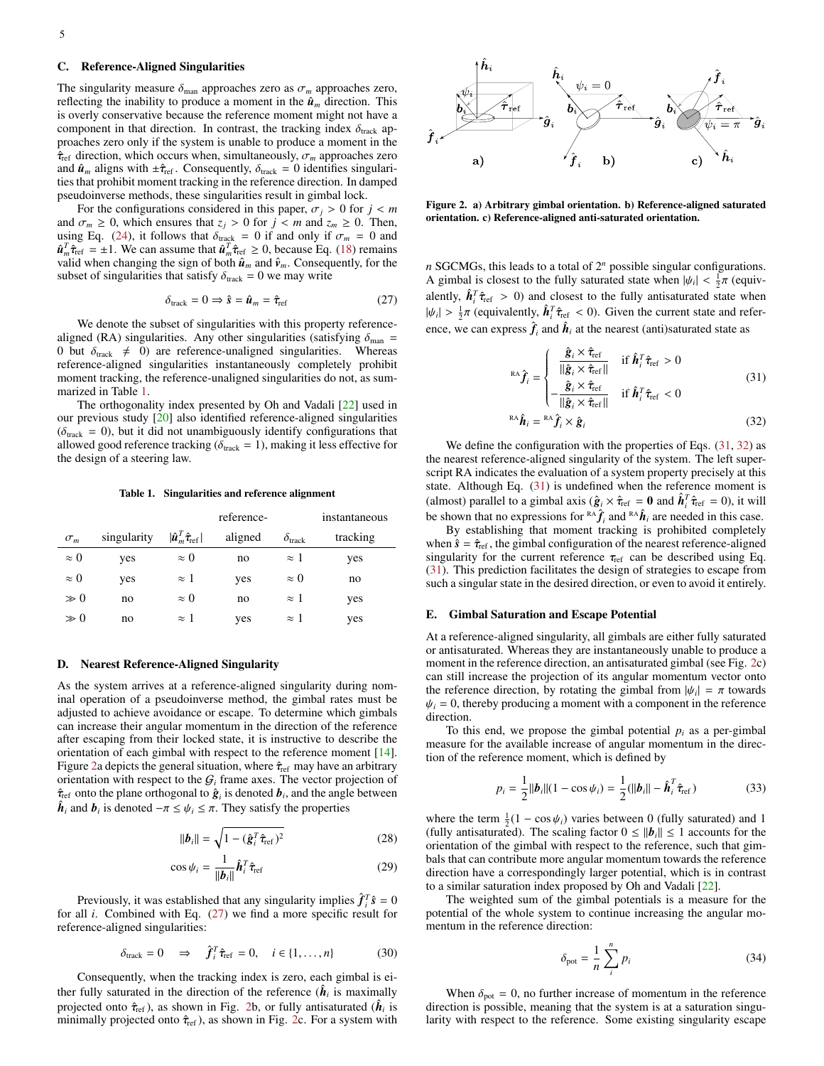### C. Reference-Aligned Singularities

The singularity measure $\delta_{\text{man}}$ approaches zero as $\sigma_m$ approaches zero, reflecting the inability to produce a moment in the $\hat{\boldsymbol{u}}_m$ direction. This is overly conservative because the reference moment might not have a component in that direction. In contrast, the tracking index $\delta_{\text{track}}$ approaches zero only if the system is unable to produce a moment in the $\hat{\boldsymbol{\tau}}_{\text{ref}}$ direction, which occurs when, simultaneously, $\sigma_m$ approaches zero and $\hat{\boldsymbol{u}}_m$ aligns with $\pm\hat{\boldsymbol{\tau}}_{\text{ref}}$. Consequently, $\delta_{\text{track}} = 0$ identifies singularities that prohibit moment tracking in the reference direction. In damped pseudoinverse methods, these singularities result in gimbal lock.

For the configurations considered in this paper, $\sigma_j > 0$ for $j < m$ and $\sigma_m \geq 0$, which ensures that $z_j > 0$ for $j < m$ and $z_m \geq 0$. Then, using Eq. (24), it follows that $\delta_{\text{track}} = 0$ if and only if $\sigma_m = 0$ and $\hat{\boldsymbol{u}}_m^T\hat{\boldsymbol{\tau}}_{\text{ref}} = \pm 1$. We can assume that $\hat{\boldsymbol{u}}_m^T\hat{\boldsymbol{\tau}}_{\text{ref}} \geq 0$, because Eq. (18) remains valid when changing the sign of both $\hat{\boldsymbol{u}}_m$ and $\hat{\boldsymbol{v}}_m$. Consequently, for the subset of singularities that satisfy $\delta_{\text{track}} = 0$ we may write

$$\delta_{\text{track}} = 0 \Rightarrow \hat{\boldsymbol{s}} = \hat{\boldsymbol{u}}_m = \hat{\boldsymbol{\tau}}_{\text{ref}} \tag{27}$$

We denote the subset of singularities with this property reference-aligned (RA) singularities. Any other singularities (satisfying $\delta_{\text{man}} = 0$ but $\delta_{\text{track}} \neq 0$) are reference-unaligned singularities. Whereas reference-aligned singularities instantaneously completely prohibit moment tracking, the reference-unaligned singularities do not, as summarized in Table 1.

The orthogonality index presented by Oh and Vadali [22] used in our previous study [20] also identified reference-aligned singularities ($\delta_{\text{track}} = 0$), but it did not unambiguously identify configurations that allowed good reference tracking ($\delta_{\text{track}} = 1$), making it less effective for the design of a steering law.

**Table 1. Singularities and reference alignment**

| $\sigma_m$ | singularity | $\lvert\hat{\boldsymbol{u}}_m^T\hat{\boldsymbol{\tau}}_{\text{ref}}\rvert$ | reference-aligned | $\delta_{\text{track}}$ | instantaneous tracking |
|---|---|---|---|---|---|
| $\approx 0$ | yes | $\approx 0$ | no | $\approx 1$ | yes |
| $\approx 0$ | yes | $\approx 1$ | yes | $\approx 0$ | no |
| $\gg 0$ | no | $\approx 0$ | no | $\approx 1$ | yes |
| $\gg 0$ | no | $\approx 1$ | yes | $\approx 1$ | yes |

### D. Nearest Reference-Aligned Singularity

As the system arrives at a reference-aligned singularity during nominal operation of a pseudoinverse method, the gimbal rates must be adjusted to achieve avoidance or escape. To determine which gimbals can increase their angular momentum in the direction of the reference after escaping from their locked state, it is instructive to describe the orientation of each gimbal with respect to the reference moment [14]. Figure 2a depicts the general situation, where $\hat{\boldsymbol{\tau}}_{\text{ref}}$ may have an arbitrary orientation with respect to the $\mathcal{G}_i$ frame axes. The vector projection of $\hat{\boldsymbol{\tau}}_{\text{ref}}$ onto the plane orthogonal to $\hat{\boldsymbol{g}}_i$ is denoted $\boldsymbol{b}_i$, and the angle between $\hat{\boldsymbol{h}}_i$ and $\boldsymbol{b}_i$ is denoted $-\pi \leq \psi_i \leq \pi$. They satisfy the properties

$$\|\boldsymbol{b}_i\| = \sqrt{1 - (\hat{\boldsymbol{g}}_i^T\hat{\boldsymbol{\tau}}_{\text{ref}})^2} \tag{28}$$

$$\cos\psi_i = \frac{1}{\|\boldsymbol{b}_i\|}\hat{\boldsymbol{h}}_i^T\hat{\boldsymbol{\tau}}_{\text{ref}} \tag{29}$$

Previously, it was established that any singularity implies $\hat{\boldsymbol{f}}_i^T\hat{\boldsymbol{s}} = 0$ for all $i$. Combined with Eq. (27) we find a more specific result for reference-aligned singularities:

$$\delta_{\text{track}} = 0 \quad \Rightarrow \quad \hat{\boldsymbol{f}}_i^T\hat{\boldsymbol{\tau}}_{\text{ref}} = 0, \quad i \in \{1, \ldots, n\} \tag{30}$$

Consequently, when the tracking index is zero, each gimbal is either fully saturated in the direction of the reference ($\hat{\boldsymbol{h}}_i$ is maximally projected onto $\hat{\boldsymbol{\tau}}_{\text{ref}}$), as shown in Fig. 2b, or fully antisaturated ($\hat{\boldsymbol{h}}_i$ is minimally projected onto $\hat{\boldsymbol{\tau}}_{\text{ref}}$), as shown in Fig. 2c. For a system with $n$ SGCMGs, this leads to a total of $2^n$ possible singular configurations. A gimbal is closest to the fully saturated state when $|\psi_i| < \frac{1}{2}\pi$ (equivalently, $\hat{\boldsymbol{h}}_i^T\hat{\boldsymbol{\tau}}_{\text{ref}} > 0$) and closest to the fully antisaturated state when $|\psi_i| > \frac{1}{2}\pi$ (equivalently, $\hat{\boldsymbol{h}}_i^T\hat{\boldsymbol{\tau}}_{\text{ref}} < 0$). Given the current state and reference, we can express $\hat{\boldsymbol{f}}_i$ and $\hat{\boldsymbol{h}}_i$ at the nearest (anti)saturated state as

Figure 2. a) Arbitrary gimbal orientation. b) Reference-aligned saturated orientation. c) Reference-aligned anti-saturated orientation.

$${}^{\text{RA}}\hat{\boldsymbol{f}}_i = \begin{cases} \dfrac{\hat{\boldsymbol{g}}_i \times \hat{\boldsymbol{\tau}}_{\text{ref}}}{\|\hat{\boldsymbol{g}}_i \times \hat{\boldsymbol{\tau}}_{\text{ref}}\|} & \text{if } \hat{\boldsymbol{h}}_i^T\hat{\boldsymbol{\tau}}_{\text{ref}} > 0 \\ -\dfrac{\hat{\boldsymbol{g}}_i \times \hat{\boldsymbol{\tau}}_{\text{ref}}}{\|\hat{\boldsymbol{g}}_i \times \hat{\boldsymbol{\tau}}_{\text{ref}}\|} & \text{if } \hat{\boldsymbol{h}}_i^T\hat{\boldsymbol{\tau}}_{\text{ref}} < 0 \end{cases} \tag{31}$$

$${}^{\text{RA}}\hat{\boldsymbol{h}}_i = {}^{\text{RA}}\hat{\boldsymbol{f}}_i \times \hat{\boldsymbol{g}}_i \tag{32}$$

We define the configuration with the properties of Eqs. (31, 32) as the nearest reference-aligned singularity of the system. The left superscript RA indicates the evaluation of a system property precisely at this state. Although Eq. (31) is undefined when the reference moment is (almost) parallel to a gimbal axis ($\hat{\boldsymbol{g}}_i \times \hat{\boldsymbol{\tau}}_{\text{ref}} = \boldsymbol{0}$ and $\hat{\boldsymbol{h}}_i^T\hat{\boldsymbol{\tau}}_{\text{ref}} = 0$), it will be shown that no expressions for ${}^{\text{RA}}\hat{\boldsymbol{f}}_i$ and ${}^{\text{RA}}\hat{\boldsymbol{h}}_i$ are needed in this case.

By establishing that moment tracking is prohibited completely when $\hat{\boldsymbol{s}} = \hat{\boldsymbol{\tau}}_{\text{ref}}$, the gimbal configuration of the nearest reference-aligned singularity for the current reference $\boldsymbol{\tau}_{\text{ref}}$ can be described using Eq. (31). This prediction facilitates the design of strategies to escape from such a singular state in the desired direction, or even to avoid it entirely.

### E. Gimbal Saturation and Escape Potential

At a reference-aligned singularity, all gimbals are either fully saturated or antisaturated. Whereas they are instantaneously unable to produce a moment in the reference direction, an antisaturated gimbal (see Fig. 2c) can still increase the projection of its angular momentum vector onto the reference direction, by rotating the gimbal from $|\psi_i| = \pi$ towards $\psi_i = 0$, thereby producing a moment with a component in the reference direction.

To this end, we propose the gimbal potential $p_i$ as a per-gimbal measure for the available increase of angular momentum in the direction of the reference moment, which is defined by

$$p_i = \frac{1}{2}\|\boldsymbol{b}_i\|(1 - \cos\psi_i) = \frac{1}{2}(\|\boldsymbol{b}_i\| - \hat{\boldsymbol{h}}_i^T\hat{\boldsymbol{\tau}}_{\text{ref}}) \tag{33}$$

where the term $\frac{1}{2}(1 - \cos\psi_i)$ varies between 0 (fully saturated) and 1 (fully antisaturated). The scaling factor $0 \leq \|\boldsymbol{b}_i\| \leq 1$ accounts for the orientation of the gimbal with respect to the reference, such that gimbals that can contribute more angular momentum towards the reference direction have a correspondingly larger potential, which is in contrast to a similar saturation index proposed by Oh and Vadali [22].

The weighted sum of the gimbal potentials is a measure for the potential of the whole system to continue increasing the angular momentum in the reference direction:

$$\delta_{\text{pot}} = \frac{1}{n}\sum_{i}^{n} p_i \tag{34}$$

When $\delta_{\text{pot}} = 0$, no further increase of momentum in the reference direction is possible, meaning that the system is at a saturation singularity with respect to the reference. Some existing singularity escape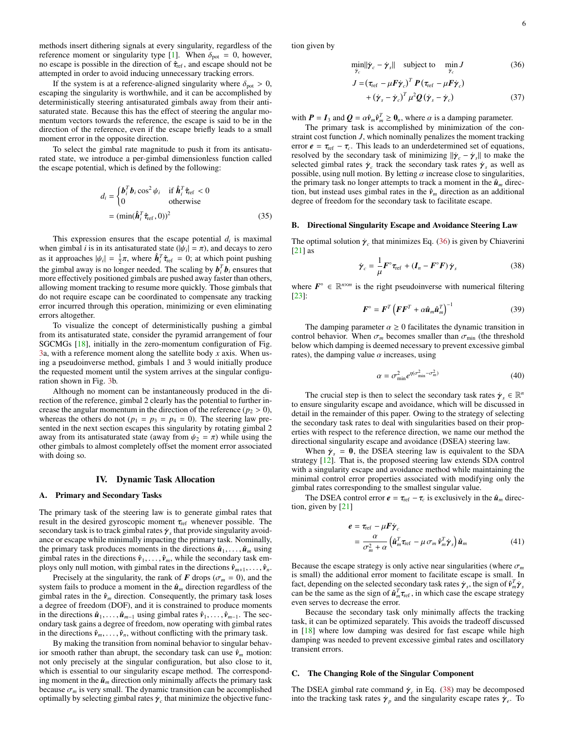methods insert dithering signals at every singularity, regardless of the reference moment or singularity type [1]. When $\delta_{\text{pot}} = 0$, however, no escape is possible in the direction of $\hat{\boldsymbol{\tau}}_{\text{ref}}$, and escape should not be attempted in order to avoid inducing unnecessary tracking errors.

If the system is at a reference-aligned singularity where $\delta_{\text{pot}} > 0$, escaping the singularity is worthwhile, and it can be accomplished by deterministically steering antisaturated gimbals away from their antisaturated state. Because this has the effect of steering the angular momentum vectors towards the reference, the escape is said to be in the direction of the reference, even if the escape briefly leads to a small moment error in the opposite direction.

To select the gimbal rate magnitude to push it from its antisaturated state, we introduce a per-gimbal dimensionless function called the escape potential, which is defined by the following:

$$
\begin{aligned}
d_i &= \begin{cases} \boldsymbol{b}_i^T \boldsymbol{b}_i \cos^2 \psi_i & \text{if } \hat{\boldsymbol{h}}_i^T \hat{\boldsymbol{\tau}}_{\text{ref}} < 0 \\ 0 & \text{otherwise} \end{cases} \\
&= (\min(\hat{\boldsymbol{h}}_i^T \hat{\boldsymbol{\tau}}_{\text{ref}}, 0))^2
\end{aligned} \tag{35}
$$

This expression ensures that the escape potential $d_i$ is maximal when gimbal $i$ is in its antisaturated state ($|\psi_i| = \pi$), and decays to zero as it approaches $|\psi_i| = \frac{1}{2}\pi$, where $\hat{\boldsymbol{h}}_i^T \hat{\boldsymbol{\tau}}_{\text{ref}} = 0$; at which point pushing the gimbal away is no longer needed. The scaling by $\boldsymbol{b}_i^T \boldsymbol{b}_i$ ensures that more effectively positioned gimbals are pushed away faster than others, allowing moment tracking to resume more quickly. Those gimbals that do not require escape can be coordinated to compensate any tracking error incurred through this operation, minimizing or even eliminating errors altogether.

To visualize the concept of deterministically pushing a gimbal from its antisaturated state, consider the pyramid arrangement of four SGCMGs [18], initially in the zero-momentum configuration of Fig. 3a, with a reference moment along the satellite body $x$ axis. When using a pseudoinverse method, gimbals 1 and 3 would initially produce the requested moment until the system arrives at the singular configuration shown in Fig. 3b.

Although no moment can be instantaneously produced in the direction of the reference, gimbal 2 clearly has the potential to further increase the angular momentum in the direction of the reference ($p_2 > 0$), whereas the others do not ($p_1 = p_3 = p_4 = 0$). The steering law presented in the next section escapes this singularity by rotating gimbal 2 away from its antisaturated state (away from $\psi_2 = \pi$) while using the other gimbals to almost completely offset the moment error associated with doing so.

## IV. Dynamic Task Allocation

### A. Primary and Secondary Tasks

The primary task of the steering law is to generate gimbal rates that result in the desired gyroscopic moment $\boldsymbol{\tau}_{\text{ref}}$ whenever possible. The secondary task is to track gimbal rates $\dot{\boldsymbol{\gamma}}_s$ that provide singularity avoidance or escape while minimally impacting the primary task. Nominally, the primary task produces moments in the directions $\hat{\boldsymbol{u}}_1, \ldots, \hat{\boldsymbol{u}}_m$ using gimbal rates in the directions $\hat{\boldsymbol{v}}_1, \ldots, \hat{\boldsymbol{v}}_m$, while the secondary task employs only null motion, with gimbal rates in the directions $\hat{\boldsymbol{v}}_{m+1}, \ldots, \hat{\boldsymbol{v}}_n$.

Precisely at the singularity, the rank of $\boldsymbol{F}$ drops ($\sigma_m = 0$), and the system fails to produce a moment in the $\hat{\boldsymbol{u}}_m$ direction regardless of the gimbal rates in the $\hat{\boldsymbol{v}}_m$ direction. Consequently, the primary task loses a degree of freedom (DOF), and it is constrained to produce moments in the directions $\hat{\boldsymbol{u}}_1, \ldots, \hat{\boldsymbol{u}}_{m-1}$ using gimbal rates $\hat{\boldsymbol{v}}_1, \ldots, \hat{\boldsymbol{v}}_{m-1}$. The secondary task gains a degree of freedom, now operating with gimbal rates in the directions $\hat{\boldsymbol{v}}_m, \ldots, \hat{\boldsymbol{v}}_n$, without conflicting with the primary task.

By making the transition from nominal behavior to singular behavior smooth rather than abrupt, the secondary task can use $\hat{\boldsymbol{v}}_m$ motion: not only precisely at the singular configuration, but also close to it, which is essential to our singularity escape method. The corresponding moment in the $\hat{\boldsymbol{u}}_m$ direction only minimally affects the primary task because $\sigma_m$ is very small. The dynamic transition can be accomplished optimally by selecting gimbal rates $\dot{\boldsymbol{\gamma}}_c$ that minimize the objective function given by

$$
\min_{\dot{\boldsymbol{\gamma}}_c} \|\dot{\boldsymbol{\gamma}}_c - \dot{\boldsymbol{\gamma}}_s\| \quad \text{subject to} \quad \min_{\dot{\boldsymbol{\gamma}}_c} J \tag{36}
$$

$$
\begin{aligned}
J = &(\boldsymbol{\tau}_{\text{ref}} - \mu \boldsymbol{F} \dot{\boldsymbol{\gamma}}_c)^T \boldsymbol{P} (\boldsymbol{\tau}_{\text{ref}} - \mu \boldsymbol{F} \dot{\boldsymbol{\gamma}}_c) \\
&+ (\dot{\boldsymbol{\gamma}}_s - \dot{\boldsymbol{\gamma}}_c)^T \mu^2 \boldsymbol{Q} (\dot{\boldsymbol{\gamma}}_s - \dot{\boldsymbol{\gamma}}_c)
\end{aligned} \tag{37}
$$

with $\boldsymbol{P} = \boldsymbol{I}_3$ and $\boldsymbol{Q} = \alpha \hat{\boldsymbol{v}}_m \hat{\boldsymbol{v}}_m^T \geq \boldsymbol{0}_n$, where $\alpha$ is a damping parameter.

The primary task is accomplished by minimization of the constraint cost function $J$, which nominally penalizes the moment tracking error $\boldsymbol{e} = \boldsymbol{\tau}_{\text{ref}} - \boldsymbol{\tau}_c$. This leads to an underdetermined set of equations, resolved by the secondary task of minimizing $\|\dot{\boldsymbol{\gamma}}_c - \dot{\boldsymbol{\gamma}}_s\|$ to make the selected gimbal rates $\dot{\boldsymbol{\gamma}}_c$ track the secondary task rates $\dot{\boldsymbol{\gamma}}_s$ as well as possible, using null motion. By letting $\alpha$ increase close to singularities, the primary task no longer attempts to track a moment in the $\hat{\boldsymbol{u}}_m$ direction, but instead uses gimbal rates in the $\hat{\boldsymbol{v}}_m$ direction as an additional degree of freedom for the secondary task to facilitate escape.

### B. Directional Singularity Escape and Avoidance Steering Law

The optimal solution $\dot{\boldsymbol{\gamma}}_c$ that minimizes Eq. (36) is given by Chiaverini [21] as

$$
\dot{\boldsymbol{\gamma}}_c = \frac{1}{\mu} \boldsymbol{F}^{\circ} \boldsymbol{\tau}_{\text{ref}} + (\boldsymbol{I}_n - \boldsymbol{F}^{\circ} \boldsymbol{F}) \dot{\boldsymbol{\gamma}}_s \tag{38}
$$

where $\boldsymbol{F}^{\circ} \in \mathbb{R}^{n \times m}$ is the right pseudoinverse with numerical filtering [23]:

$$
\boldsymbol{F}^{\circ} = \boldsymbol{F}^T \left( \boldsymbol{F} \boldsymbol{F}^T + \alpha \hat{\boldsymbol{u}}_m \hat{\boldsymbol{u}}_m^T \right)^{-1} \tag{39}
$$

The damping parameter $\alpha \geq 0$ facilitates the dynamic transition in control behavior. When $\sigma_m$ becomes smaller than $\sigma_{\min}$ (the threshold below which damping is deemed necessary to prevent excessive gimbal rates), the damping value $\alpha$ increases, using

$$
\alpha = \sigma_{\min}^2 e^{\eta(\sigma_{\min}^2 - \sigma_m^2)} \tag{40}
$$

The crucial step is then to select the secondary task rates $\dot{\boldsymbol{\gamma}}_s \in \mathbb{R}^n$ to ensure singularity escape and avoidance, which will be discussed in detail in the remainder of this paper. Owing to the strategy of selecting the secondary task rates to deal with singularities based on their properties with respect to the reference direction, we name our method the directional singularity escape and avoidance (DSEA) steering law.

When $\dot{\boldsymbol{\gamma}}_s = \boldsymbol{0}$, the DSEA steering law is equivalent to the SDA strategy [12]. That is, the proposed steering law extends SDA control with a singularity escape and avoidance method while maintaining the minimal control error properties associated with modifying only the gimbal rates corresponding to the smallest singular value.

The DSEA control error $\boldsymbol{e} = \boldsymbol{\tau}_{\text{ref}} - \boldsymbol{\tau}_c$ is exclusively in the $\hat{\boldsymbol{u}}_m$ direction, given by [21]

$$
\begin{aligned}
\boldsymbol{e} &= \boldsymbol{\tau}_{\text{ref}} - \mu \boldsymbol{F} \dot{\boldsymbol{\gamma}}_c \\
&= \frac{\alpha}{\sigma_m^2 + \alpha} \left( \hat{\boldsymbol{u}}_m^T \boldsymbol{\tau}_{\text{ref}} - \mu \, \sigma_m \, \hat{\boldsymbol{v}}_m^T \dot{\boldsymbol{\gamma}}_s \right) \hat{\boldsymbol{u}}_m
\end{aligned} \tag{41}
$$

Because the escape strategy is only active near singularities (where $\sigma_m$ is small) the additional error moment to facilitate escape is small. In fact, depending on the selected secondary task rates $\dot{\boldsymbol{\gamma}}_s$, the sign of $\hat{\boldsymbol{v}}_m^T \dot{\boldsymbol{\gamma}}_s$ can be the same as the sign of $\hat{\boldsymbol{u}}_m^T \boldsymbol{\tau}_{\text{ref}}$, in which case the escape strategy even serves to decrease the error.

Because the secondary task only minimally affects the tracking task, it can be optimized separately. This avoids the tradeoff discussed in [18] where low damping was desired for fast escape while high damping was needed to prevent excessive gimbal rates and oscillatory transient errors.

### C. The Changing Role of the Singular Component

The DSEA gimbal rate command $\dot{\boldsymbol{\gamma}}_c$ in Eq. (38) may be decomposed into the tracking task rates $\dot{\boldsymbol{\gamma}}_p$ and the singularity escape rates $\dot{\boldsymbol{\gamma}}_e$. To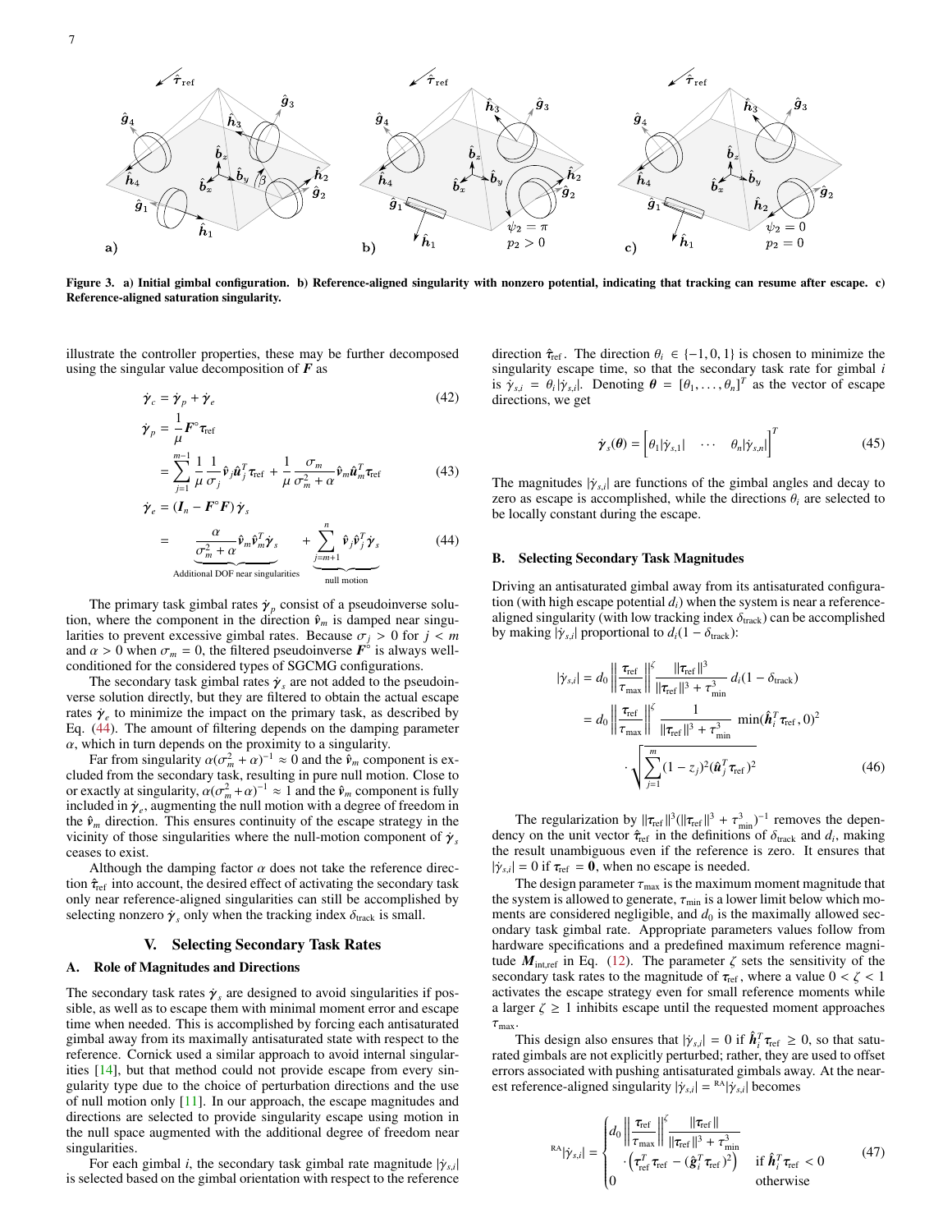Figure 3. a) Initial gimbal configuration. b) Reference-aligned singularity with nonzero potential, indicating that tracking can resume after escape. c) Reference-aligned saturation singularity.

illustrate the controller properties, these may be further decomposed using the singular value decomposition of $\boldsymbol{F}$ as

$$\dot{\boldsymbol{\gamma}}_c = \dot{\boldsymbol{\gamma}}_p + \dot{\boldsymbol{\gamma}}_e \tag{42}$$

$$\begin{aligned}\dot{\boldsymbol{\gamma}}_p &= \frac{1}{\mu}\boldsymbol{F}^{\circ}\boldsymbol{\tau}_{\text{ref}} \\ &= \sum_{j=1}^{m-1}\frac{1}{\mu}\frac{1}{\sigma_j}\hat{\boldsymbol{v}}_j\hat{\boldsymbol{u}}_j^T\boldsymbol{\tau}_{\text{ref}} + \frac{1}{\mu}\frac{\sigma_m}{\sigma_m^2+\alpha}\hat{\boldsymbol{v}}_m\hat{\boldsymbol{u}}_m^T\boldsymbol{\tau}_{\text{ref}}\end{aligned} \tag{43}$$

$$\begin{aligned}\dot{\boldsymbol{\gamma}}_e &= (\boldsymbol{I}_n - \boldsymbol{F}^{\circ}\boldsymbol{F})\,\dot{\boldsymbol{\gamma}}_s \\ &= \underbrace{\frac{\alpha}{\sigma_m^2+\alpha}\hat{\boldsymbol{v}}_m\hat{\boldsymbol{v}}_m^T\dot{\boldsymbol{\gamma}}_s}_{\text{Additional DOF near singularities}} + \underbrace{\sum_{j=m+1}^{n}\hat{\boldsymbol{v}}_j\hat{\boldsymbol{v}}_j^T\dot{\boldsymbol{\gamma}}_s}_{\text{null motion}}\end{aligned} \tag{44}$$

The primary task gimbal rates $\dot{\boldsymbol{\gamma}}_p$ consist of a pseudoinverse solution, where the component in the direction $\hat{\boldsymbol{v}}_m$ is damped near singularities to prevent excessive gimbal rates. Because $\sigma_j > 0$ for $j < m$ and $\alpha > 0$ when $\sigma_m = 0$, the filtered pseudoinverse $\boldsymbol{F}^{\circ}$ is always well-conditioned for the considered types of SGCMG configurations.

The secondary task gimbal rates $\dot{\boldsymbol{\gamma}}_s$ are not added to the pseudoinverse solution directly, but they are filtered to obtain the actual escape rates $\dot{\boldsymbol{\gamma}}_e$ to minimize the impact on the primary task, as described by Eq. (44). The amount of filtering depends on the damping parameter $\alpha$, which in turn depends on the proximity to a singularity.

Far from singularity $\alpha(\sigma_m^2+\alpha)^{-1} \approx 0$ and the $\hat{\boldsymbol{v}}_m$ component is excluded from the secondary task, resulting in pure null motion. Close to or exactly at singularity, $\alpha(\sigma_m^2+\alpha)^{-1} \approx 1$ and the $\hat{\boldsymbol{v}}_m$ component is fully included in $\dot{\boldsymbol{\gamma}}_e$, augmenting the null motion with a degree of freedom in the $\hat{\boldsymbol{v}}_m$ direction. This ensures continuity of the escape strategy in the vicinity of those singularities where the null-motion component of $\dot{\boldsymbol{\gamma}}_s$ ceases to exist.

Although the damping factor $\alpha$ does not take the reference direction $\hat{\boldsymbol{\tau}}_{\text{ref}}$ into account, the desired effect of activating the secondary task only near reference-aligned singularities can still be accomplished by selecting nonzero $\dot{\boldsymbol{\gamma}}_s$ only when the tracking index $\delta_{\text{track}}$ is small.

## V. Selecting Secondary Task Rates

### A. Role of Magnitudes and Directions

The secondary task rates $\dot{\boldsymbol{\gamma}}_s$ are designed to avoid singularities if possible, as well as to escape them with minimal moment error and escape time when needed. This is accomplished by forcing each antisaturated gimbal away from its maximally antisaturated state with respect to the reference. Cornick used a similar approach to avoid internal singularities [14], but that method could not provide escape from every singularity type due to the choice of perturbation directions and the use of null motion only [11]. In our approach, the escape magnitudes and directions are selected to provide singularity escape using motion in the null space augmented with the additional degree of freedom near singularities.

For each gimbal $i$, the secondary task gimbal rate magnitude $|\dot{\gamma}_{s,i}|$ is selected based on the gimbal orientation with respect to the reference direction $\hat{\boldsymbol{\tau}}_{\text{ref}}$. The direction $\theta_i \in \{-1, 0, 1\}$ is chosen to minimize the singularity escape time, so that the secondary task rate for gimbal $i$ is $\dot{\gamma}_{s,i} = \theta_i|\dot{\gamma}_{s,i}|$. Denoting $\boldsymbol{\theta} = [\theta_1, \ldots, \theta_n]^T$ as the vector of escape directions, we get

$$\dot{\boldsymbol{\gamma}}_s(\boldsymbol{\theta}) = \begin{bmatrix}\theta_1|\dot{\gamma}_{s,1}| & \cdots & \theta_n|\dot{\gamma}_{s,n}|\end{bmatrix}^T \tag{45}$$

The magnitudes $|\dot{\gamma}_{s,i}|$ are functions of the gimbal angles and decay to zero as escape is accomplished, while the directions $\theta_i$ are selected to be locally constant during the escape.

### B. Selecting Secondary Task Magnitudes

Driving an antisaturated gimbal away from its antisaturated configuration (with high escape potential $d_i$) when the system is near a reference-aligned singularity (with low tracking index $\delta_{\text{track}}$) can be accomplished by making $|\dot{\gamma}_{s,i}|$ proportional to $d_i(1-\delta_{\text{track}})$:

$$\begin{aligned}|\dot{\gamma}_{s,i}| &= d_0\left\|\frac{\boldsymbol{\tau}_{\text{ref}}}{\tau_{\max}}\right\|^{\zeta}\frac{\|\boldsymbol{\tau}_{\text{ref}}\|^3}{\|\boldsymbol{\tau}_{\text{ref}}\|^3+\tau_{\min}^3}\,d_i(1-\delta_{\text{track}}) \\ &= d_0\left\|\frac{\boldsymbol{\tau}_{\text{ref}}}{\tau_{\max}}\right\|^{\zeta}\frac{1}{\|\boldsymbol{\tau}_{\text{ref}}\|^3+\tau_{\min}^3}\,\min(\hat{\boldsymbol{h}}_i^T\boldsymbol{\tau}_{\text{ref}}, 0)^2 \\ &\quad\cdot\sqrt{\sum_{j=1}^{m}(1-z_j)^2(\hat{\boldsymbol{u}}_j^T\boldsymbol{\tau}_{\text{ref}})^2}\end{aligned} \tag{46}$$

The regularization by $\|\boldsymbol{\tau}_{\text{ref}}\|^3(\|\boldsymbol{\tau}_{\text{ref}}\|^3+\tau_{\min}^3)^{-1}$ removes the dependency on the unit vector $\hat{\boldsymbol{\tau}}_{\text{ref}}$ in the definitions of $\delta_{\text{track}}$ and $d_i$, making the result unambiguous even if the reference is zero. It ensures that $|\dot{\gamma}_{s,i}| = 0$ if $\boldsymbol{\tau}_{\text{ref}} = \boldsymbol{0}$, when no escape is needed.

The design parameter $\tau_{\max}$ is the maximum moment magnitude that the system is allowed to generate, $\tau_{\min}$ is a lower limit below which moments are considered negligible, and $d_0$ is the maximally allowed secondary task gimbal rate. Appropriate parameters values follow from hardware specifications and a predefined maximum reference magnitude $\boldsymbol{M}_{\text{int,ref}}$ in Eq. (12). The parameter $\zeta$ sets the sensitivity of the secondary task rates to the magnitude of $\boldsymbol{\tau}_{\text{ref}}$, where a value $0 < \zeta < 1$ activates the escape strategy even for small reference moments while a larger $\zeta \geq 1$ inhibits escape until the requested moment approaches $\tau_{\max}$.

This design also ensures that $|\dot{\gamma}_{s,i}| = 0$ if $\hat{\boldsymbol{h}}_i^T\boldsymbol{\tau}_{\text{ref}} \geq 0$, so that saturated gimbals are not explicitly perturbed; rather, they are used to offset errors associated with pushing antisaturated gimbals away. At the nearest reference-aligned singularity $|\dot{\gamma}_{s,i}| = {}^{\text{RA}}|\dot{\gamma}_{s,i}|$ becomes

$${}^{\text{RA}}|\dot{\gamma}_{s,i}| = \begin{cases} d_0\left\|\dfrac{\boldsymbol{\tau}_{\text{ref}}}{\tau_{\max}}\right\|^{\zeta}\dfrac{\|\boldsymbol{\tau}_{\text{ref}}\|}{\|\boldsymbol{\tau}_{\text{ref}}\|^3+\tau_{\min}^3} \\ \quad\cdot\left(\boldsymbol{\tau}_{\text{ref}}^T\boldsymbol{\tau}_{\text{ref}} - (\hat{\boldsymbol{g}}_i^T\boldsymbol{\tau}_{\text{ref}})^2\right) & \text{if } \hat{\boldsymbol{h}}_i^T\boldsymbol{\tau}_{\text{ref}} < 0 \\ 0 & \text{otherwise}\end{cases} \tag{47}$$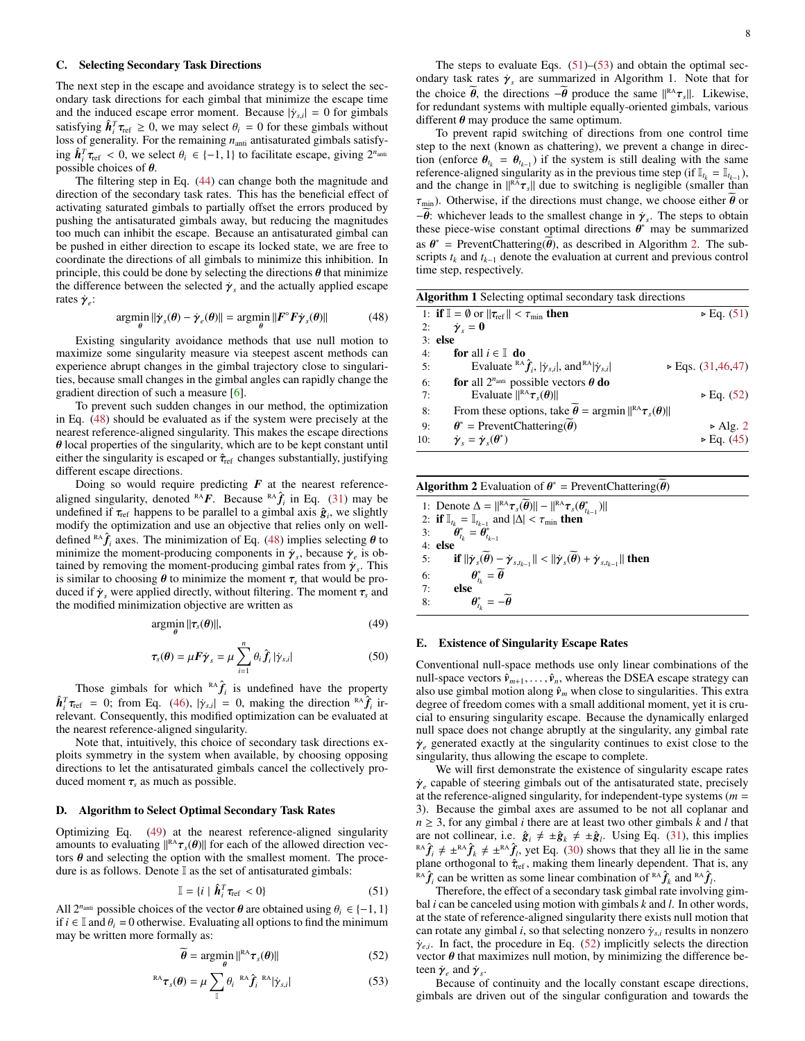### C. Selecting Secondary Task Directions

The next step in the escape and avoidance strategy is to select the secondary task directions for each gimbal that minimize the escape time and the induced escape error moment. Because $|\dot{\gamma}_{s,i}| = 0$ for gimbals satisfying $\hat{\boldsymbol{h}}_i^T \boldsymbol{\tau}_{\text{ref}} \geq 0$, we may select $\theta_i = 0$ for these gimbals without loss of generality. For the remaining $n_{\text{anti}}$ antisaturated gimbals satisfying $\hat{\boldsymbol{h}}_i^T \boldsymbol{\tau}_{\text{ref}} < 0$, we select $\theta_i \in \{-1, 1\}$ to facilitate escape, giving $2^{n_{\text{anti}}}$ possible choices of $\boldsymbol{\theta}$.

The filtering step in Eq. (44) can change both the magnitude and direction of the secondary task rates. This has the beneficial effect of activating saturated gimbals to partially offset the errors produced by pushing the antisaturated gimbals away, but reducing the magnitudes too much can inhibit the escape. Because an antisaturated gimbal can be pushed in either direction to escape its locked state, we are free to coordinate the directions of all gimbals to minimize this inhibition. In principle, this could be done by selecting the directions $\boldsymbol{\theta}$ that minimize the difference between the selected $\dot{\boldsymbol{\gamma}}_s$ and the actually applied escape rates $\dot{\boldsymbol{\gamma}}_e$:

$$\underset{\boldsymbol{\theta}}{\operatorname{argmin}} \|\dot{\boldsymbol{\gamma}}_s(\boldsymbol{\theta}) - \dot{\boldsymbol{\gamma}}_e(\boldsymbol{\theta})\| = \underset{\boldsymbol{\theta}}{\operatorname{argmin}} \|\boldsymbol{F}^{\circ}\boldsymbol{F}\dot{\boldsymbol{\gamma}}_s(\boldsymbol{\theta})\| \tag{48}$$

Existing singularity avoidance methods that use null motion to maximize some singularity measure via steepest ascent methods can experience abrupt changes in the gimbal trajectory close to singularities, because small changes in the gimbal angles can rapidly change the gradient direction of such a measure [6].

To prevent such sudden changes in our method, the optimization in Eq. (48) should be evaluated as if the system were precisely at the nearest reference-aligned singularity. This makes the escape directions $\boldsymbol{\theta}$ local properties of the singularity, which are to be kept constant until either the singularity is escaped or $\hat{\boldsymbol{\tau}}_{\text{ref}}$ changes substantially, justifying different escape directions.

Doing so would require predicting $\boldsymbol{F}$ at the nearest reference-aligned singularity, denoted ${}^{\text{RA}}\boldsymbol{F}$. Because ${}^{\text{RA}}\hat{\boldsymbol{f}}_i$ in Eq. (31) may be undefined if $\boldsymbol{\tau}_{\text{ref}}$ happens to be parallel to a gimbal axis $\hat{\boldsymbol{g}}_i$, we slightly modify the optimization and use an objective that relies only on well-defined ${}^{\text{RA}}\hat{\boldsymbol{f}}_i$ axes. The minimization of Eq. (48) implies selecting $\boldsymbol{\theta}$ to minimize the moment-producing components in $\dot{\boldsymbol{\gamma}}_s$, because $\dot{\boldsymbol{\gamma}}_e$ is obtained by removing the moment-producing gimbal rates from $\dot{\boldsymbol{\gamma}}_s$. This is similar to choosing $\boldsymbol{\theta}$ to minimize the moment $\boldsymbol{\tau}_s$ that would be produced if $\dot{\boldsymbol{\gamma}}_s$ were applied directly, without filtering. The moment $\boldsymbol{\tau}_s$ and the modified minimization objective are written as

$$\underset{\boldsymbol{\theta}}{\operatorname{argmin}} \|\boldsymbol{\tau}_s(\boldsymbol{\theta})\|, \tag{49}$$

$$\boldsymbol{\tau}_s(\boldsymbol{\theta}) = \mu \boldsymbol{F}\dot{\boldsymbol{\gamma}}_s = \mu \sum_{i=1}^{n} \theta_i \hat{\boldsymbol{f}}_i |\dot{\gamma}_{s,i}| \tag{50}$$

Those gimbals for which ${}^{\text{RA}}\hat{\boldsymbol{f}}_i$ is undefined have the property $\hat{\boldsymbol{h}}_i^T \boldsymbol{\tau}_{\text{ref}} = 0$; from Eq. (46), $|\dot{\gamma}_{s,i}| = 0$, making the direction ${}^{\text{RA}}\hat{\boldsymbol{f}}_i$ irrelevant. Consequently, this modified optimization can be evaluated at the nearest reference-aligned singularity.

Note that, intuitively, this choice of secondary task directions exploits symmetry in the system when available, by choosing opposing directions to let the antisaturated gimbals cancel the collectively produced moment $\boldsymbol{\tau}_s$ as much as possible.

### D. Algorithm to Select Optimal Secondary Task Rates

Optimizing Eq. (49) at the nearest reference-aligned singularity amounts to evaluating $\|{}^{\text{RA}}\boldsymbol{\tau}_s(\boldsymbol{\theta})\|$ for each of the allowed direction vectors $\boldsymbol{\theta}$ and selecting the option with the smallest moment. The procedure is as follows. Denote $\mathbb{I}$ as the set of antisaturated gimbals:

$$\mathbb{I} = \{i \mid \hat{\boldsymbol{h}}_i^T \boldsymbol{\tau}_{\text{ref}} < 0\} \tag{51}$$

All $2^{n_{\text{anti}}}$ possible choices of the vector $\boldsymbol{\theta}$ are obtained using $\theta_i \in \{-1, 1\}$ if $i \in \mathbb{I}$ and $\theta_i = 0$ otherwise. Evaluating all options to find the minimum may be written more formally as:

$$\widetilde{\boldsymbol{\theta}} = \underset{\boldsymbol{\theta}}{\operatorname{argmin}} \|{}^{\text{RA}}\boldsymbol{\tau}_s(\boldsymbol{\theta})\| \tag{52}$$

$${}^{\text{RA}}\boldsymbol{\tau}_s(\boldsymbol{\theta}) = \mu \sum_{\mathbb{I}} \theta_i \; {}^{\text{RA}}\hat{\boldsymbol{f}}_i \; {}^{\text{RA}}|\dot{\gamma}_{s,i}| \tag{53}$$

The steps to evaluate Eqs. (51)–(53) and obtain the optimal secondary task rates $\dot{\boldsymbol{\gamma}}_s$ are summarized in Algorithm 1. Note that for the choice $\widetilde{\boldsymbol{\theta}}$, the directions $-\widetilde{\boldsymbol{\theta}}$ produce the same $\|{}^{\text{RA}}\boldsymbol{\tau}_s\|$. Likewise, for redundant systems with multiple equally-oriented gimbals, various different $\boldsymbol{\theta}$ may produce the same optimum.

To prevent rapid switching of directions from one control time step to the next (known as chattering), we prevent a change in direction (enforce $\boldsymbol{\theta}_{t_k} = \boldsymbol{\theta}_{t_{k-1}}$) if the system is still dealing with the same reference-aligned singularity as in the previous time step (if $\mathbb{I}_{t_k} = \mathbb{I}_{t_{k-1}}$), and the change in $\|{}^{\text{RA}}\boldsymbol{\tau}_s\|$ due to switching is negligible (smaller than $\tau_{\text{min}}$). Otherwise, if the directions must change, we choose either $\widetilde{\boldsymbol{\theta}}$ or $-\widetilde{\boldsymbol{\theta}}$: whichever leads to the smallest change in $\dot{\boldsymbol{\gamma}}_s$. The steps to obtain these piece-wise constant optimal directions $\boldsymbol{\theta}^*$ may be summarized as $\boldsymbol{\theta}^* = \text{PreventChattering}(\widetilde{\boldsymbol{\theta}})$, as described in Algorithm 2. The subscripts $t_k$ and $t_{k-1}$ denote the evaluation at current and previous control time step, respectively.

**Algorithm 1** Selecting optimal secondary task directions

```
 1: if 𝕀 = ∅ or ‖τ_ref‖ < τ_min then                          ▷ Eq. (51)
 2:     γ̇_s = 0
 3: else
 4:     for all i ∈ 𝕀 do
 5:         Evaluate ^RA f̂_i, |γ̇_s,i|, and ^RA|γ̇_s,i|        ▷ Eqs. (31,46,47)
 6:     for all 2^n_anti possible vectors θ do
 7:         Evaluate ‖^RA τ_s(θ)‖                             ▷ Eq. (52)
 8:     From these options, take θ̃ = argmin ‖^RA τ_s(θ)‖
 9:     θ* = PreventChattering(θ̃)                             ▷ Alg. 2
10:     γ̇_s = γ̇_s(θ*)                                         ▷ Eq. (45)
```

**Algorithm 2** Evaluation of $\boldsymbol{\theta}^* = \text{PreventChattering}(\widetilde{\boldsymbol{\theta}})$

```
1: Denote Δ = ‖^RA τ_s(θ̃)‖ − ‖^RA τ_s(θ*_{t_{k-1}})‖
2: if 𝕀_{t_k} = 𝕀_{t_{k-1}} and |Δ| < τ_min then
3:     θ*_{t_k} = θ*_{t_{k-1}}
4: else
5:     if ‖γ̇_s(θ̃) − γ̇_{s,t_{k-1}}‖ < ‖γ̇_s(θ̃) + γ̇_{s,t_{k-1}}‖ then
6:         θ*_{t_k} = θ̃
7:     else
8:         θ*_{t_k} = −θ̃
```

### E. Existence of Singularity Escape Rates

Conventional null-space methods use only linear combinations of the null-space vectors $\hat{\boldsymbol{v}}_{m+1}, \ldots, \hat{\boldsymbol{v}}_n$, whereas the DSEA escape strategy can also use gimbal motion along $\hat{\boldsymbol{v}}_m$ when close to singularities. This extra degree of freedom comes with a small additional moment, yet it is crucial to ensuring singularity escape. Because the dynamically enlarged null space does not change abruptly at the singularity, any gimbal rate $\dot{\boldsymbol{\gamma}}_e$ generated exactly at the singularity continues to exist close to the singularity, thus allowing the escape to complete.

We will first demonstrate the existence of singularity escape rates $\dot{\boldsymbol{\gamma}}_e$ capable of steering gimbals out of the antisaturated state, precisely at the reference-aligned singularity, for independent-type systems ($m = 3$). Because the gimbal axes are assumed to be not all coplanar and $n \geq 3$, for any gimbal $i$ there are at least two other gimbals $k$ and $l$ that are not collinear, i.e. $\hat{\boldsymbol{g}}_i \neq \pm\hat{\boldsymbol{g}}_k \neq \pm\hat{\boldsymbol{g}}_l$. Using Eq. (31), this implies ${}^{\text{RA}}\hat{\boldsymbol{f}}_i \neq \pm{}^{\text{RA}}\hat{\boldsymbol{f}}_k \neq \pm{}^{\text{RA}}\hat{\boldsymbol{f}}_l$, yet Eq. (30) shows that they all lie in the same plane orthogonal to $\hat{\boldsymbol{\tau}}_{\text{ref}}$, making them linearly dependent. That is, any ${}^{\text{RA}}\hat{\boldsymbol{f}}_i$ can be written as some linear combination of ${}^{\text{RA}}\hat{\boldsymbol{f}}_k$ and ${}^{\text{RA}}\hat{\boldsymbol{f}}_l$.

Therefore, the effect of a secondary task gimbal rate involving gimbal $i$ can be canceled using motion with gimbals $k$ and $l$. In other words, at the state of reference-aligned singularity there exists null motion that can rotate any gimbal $i$, so that selecting nonzero $\dot{\gamma}_{s,i}$ results in nonzero $\dot{\gamma}_{e,i}$. In fact, the procedure in Eq. (52) implicitly selects the direction vector $\boldsymbol{\theta}$ that maximizes null motion, by minimizing the difference beteen $\dot{\boldsymbol{\gamma}}_e$ and $\dot{\boldsymbol{\gamma}}_s$.

Because of continuity and the locally constant escape directions, gimbals are driven out of the singular configuration and towards the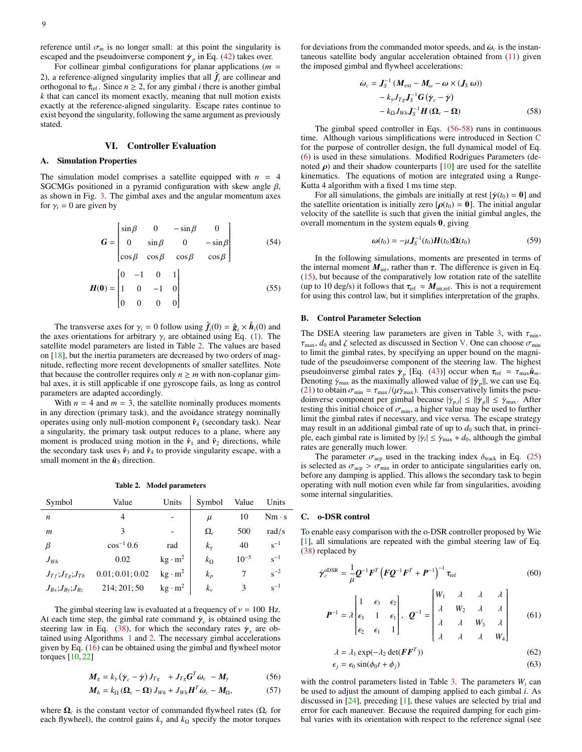reference until $\sigma_m$ is no longer small: at this point the singularity is escaped and the pseudoinverse component $\dot{\boldsymbol{\gamma}}_p$ in Eq. (42) takes over.

For collinear gimbal configurations for planar applications ($m = 2$), a reference-aligned singularity implies that all $\hat{\boldsymbol{f}}_i$ are collinear and orthogonal to $\hat{\boldsymbol{\tau}}_{\text{ref}}$. Since $n \geq 2$, for any gimbal $i$ there is another gimbal $k$ that can cancel its moment exactly, meaning that null motion exists exactly at the reference-aligned singularity. Escape rates continue to exist beyond the singularity, following the same argument as previously stated.

## VI. Controller Evaluation

### A. Simulation Properties

The simulation model comprises a satellite equipped with $n = 4$ SGCMGs positioned in a pyramid configuration with skew angle $\beta$, as shown in Fig. 3. The gimbal axes and the angular momentum axes for $\gamma_i = 0$ are given by

$$\boldsymbol{G} = \begin{bmatrix} \sin\beta & 0 & -\sin\beta & 0 \\ 0 & \sin\beta & 0 & -\sin\beta \\ \cos\beta & \cos\beta & \cos\beta & \cos\beta \end{bmatrix} \tag{54}$$

$$\boldsymbol{H}(\boldsymbol{0}) = \begin{bmatrix} 0 & -1 & 0 & 1 \\ 1 & 0 & -1 & 0 \\ 0 & 0 & 0 & 0 \end{bmatrix} \tag{55}$$

The transverse axes for $\gamma_i = 0$ follow using $\hat{\boldsymbol{f}}_i(0) = \hat{\boldsymbol{g}}_i \times \hat{\boldsymbol{h}}_i(0)$ and the axes orientations for arbitrary $\gamma_i$ are obtained using Eq. (1). The satellite model parameters are listed in Table 2. The values are based on [18], but the inertia parameters are decreased by two orders of magnitude, reflecting more recent developments of smaller satellites. Note that because the controller requires only $n \geq m$ with non-coplanar gimbal axes, it is still applicable if one gyroscope fails, as long as control parameters are adapted accordingly.

With $n = 4$ and $m = 3$, the satellite nominally produces moments in any direction (primary task), and the avoidance strategy nominally operates using only null-motion component $\hat{\boldsymbol{v}}_4$ (secondary task). Near a singularity, the primary task output reduces to a plane, where any moment is produced using motion in the $\hat{\boldsymbol{v}}_1$ and $\hat{\boldsymbol{v}}_2$ directions, while the secondary task uses $\hat{\boldsymbol{v}}_3$ and $\hat{\boldsymbol{v}}_4$ to provide singularity escape, with a small moment in the $\hat{\boldsymbol{u}}_3$ direction.

**Table 2. Model parameters**

| Symbol | Value | Units | Symbol | Value | Units |
|---|---|---|---|---|---|
| $n$ | 4 | - | $\mu$ | 10 | $\text{Nm}\cdot\text{s}$ |
| $m$ | 3 | - | $\Omega_c$ | 500 | rad/s |
| $\beta$ | $\cos^{-1} 0.6$ | rad | $k_{\dot{\gamma}}$ | 40 | $\text{s}^{-1}$ |
| $J_{Wh}$ | 0.02 | $\text{kg}\cdot\text{m}^2$ | $k_\Omega$ | $10^{-5}$ | $\text{s}^{-1}$ |
| $J_{Tf}$;$J_{Tg}$;$J_{Th}$ | 0.01; 0.01; 0.02 | $\text{kg}\cdot\text{m}^2$ | $k_p$ | 7 | $\text{s}^{-2}$ |
| $J_{Bx}$;$J_{By}$;$J_{Bz}$ | 214; 201; 50 | $\text{kg}\cdot\text{m}^2$ | $k_v$ | 3 | $\text{s}^{-1}$ |

The gimbal steering law is evaluated at a frequency of $\nu = 100$ Hz. At each time step, the gimbal rate command $\dot{\boldsymbol{\gamma}}_c$ is obtained using the steering law in Eq. (38), for which the secondary rates $\dot{\boldsymbol{\gamma}}_s$ are obtained using Algorithms 1 and 2. The necessary gimbal accelerations given by Eq. (16) can be obtained using the gimbal and flywheel motor torques [10, 22]

$$\boldsymbol{M}_g = k_{\dot{\gamma}}(\dot{\boldsymbol{\gamma}}_c - \dot{\boldsymbol{\gamma}})\,J_{Tg} \quad + J_{Tg}\boldsymbol{G}^T\dot{\boldsymbol{\omega}}_c \; - \boldsymbol{M}_\gamma \tag{56}$$

$$\boldsymbol{M}_h = k_\Omega(\boldsymbol{\Omega}_c - \boldsymbol{\Omega})\,J_{Wh} + J_{Wh}\boldsymbol{H}^T\dot{\boldsymbol{\omega}}_c - \boldsymbol{M}_\Omega, \tag{57}$$

where $\boldsymbol{\Omega}_c$ is the constant vector of commanded flywheel rates ($\Omega_c$ for each flywheel), the control gains $k_{\dot{\gamma}}$ and $k_\Omega$ specify the motor torques for deviations from the commanded motor speeds, and $\dot{\boldsymbol{\omega}}_c$ is the instantaneous satellite body angular acceleration obtained from (11) given the imposed gimbal and flywheel accelerations:

$$\begin{aligned} \dot{\boldsymbol{\omega}}_c = \boldsymbol{J}_S^{-1}\left(\boldsymbol{M}_{\text{ext}} - \boldsymbol{M}_\omega - \boldsymbol{\omega}\times(\boldsymbol{J}_S\,\boldsymbol{\omega})\right) \\ - k_{\dot{\gamma}}J_{Tg}\boldsymbol{J}_S^{-1}\boldsymbol{G}\,(\dot{\boldsymbol{\gamma}}_c - \dot{\boldsymbol{\gamma}}) \\ - k_\Omega J_{Wh}\boldsymbol{J}_S^{-1}\boldsymbol{H}\,(\boldsymbol{\Omega}_c - \boldsymbol{\Omega}) \end{aligned} \tag{58}$$

The gimbal speed controller in Eqs. (56-58) runs in continuous time. Although various simplifications were introduced in Section C for the purpose of controller design, the full dynamical model of Eq. (6) is used in these simulations. Modified Rodrigues Parameters (denoted $\boldsymbol{\rho}$) and their shadow counterparts [10] are used for the satellite kinematics. The equations of motion are integrated using a Runge-Kutta 4 algorithm with a fixed 1 ms time step.

For all simulations, the gimbals are initially at rest [$\dot{\boldsymbol{\gamma}}(t_0) = \boldsymbol{0}$] and the satellite orientation is initially zero [$\boldsymbol{\rho}(t_0) = \boldsymbol{0}$]. The initial angular velocity of the satellite is such that given the initial gimbal angles, the overall momentum in the system equals $\boldsymbol{0}$, giving

$$\boldsymbol{\omega}(t_0) = -\mu\boldsymbol{J}_S^{-1}(t_0)\boldsymbol{H}(t_0)\boldsymbol{\Omega}(t_0) \tag{59}$$

In the following simulations, moments are presented in terms of the internal moment $\boldsymbol{M}_{\text{int}}$, rather than $\boldsymbol{\tau}$. The difference is given in Eq. (15), but because of the comparatively low rotation rate of the satellite (up to 10 deg/s) it follows that $\boldsymbol{\tau}_{\text{ref}} \approx \boldsymbol{M}_{\text{int,ref}}$. This is not a requirement for using this control law, but it simplifies interpretation of the graphs.

### B. Control Parameter Selection

The DSEA steering law parameters are given in Table 3, with $\tau_{\min}$, $\tau_{\max}$, $d_0$ and $\zeta$ selected as discussed in Section V. One can choose $\sigma_{\min}$ to limit the gimbal rates, by specifying an upper bound on the magnitude of the pseudoinverse component of the steering law. The highest pseudoinverse gimbal rates $\dot{\boldsymbol{\gamma}}_p$ [Eq. (43)] occur when $\boldsymbol{\tau}_{\text{ref}} = \tau_{\max}\hat{\boldsymbol{u}}_m$. Denoting $\dot{\gamma}_{\max}$ as the maximally allowed value of $\|\dot{\boldsymbol{\gamma}}_p\|$, we can use Eq. (21) to obtain $\sigma_{\min} = \tau_{\max}/(\mu\dot{\gamma}_{\max})$. This conservatively limits the pseudoinverse component per gimbal because $|\dot{\gamma}_{p,i}| \leq \|\dot{\boldsymbol{\gamma}}_p\| \leq \dot{\gamma}_{\max}$. After testing this initial choice of $\sigma_{\min}$, a higher value may be used to further limit the gimbal rates if necessary, and vice versa. The escape strategy may result in an additional gimbal rate of up to $d_0$ such that, in principle, each gimbal rate is limited by $|\dot{\gamma}_i| \leq \dot{\gamma}_{\max} + d_0$, although the gimbal rates are generally much lower.

The parameter $\sigma_{\text{acp}}$ used in the tracking index $\delta_{\text{track}}$ in Eq. (25) is selected as $\sigma_{\text{acp}} > \sigma_{\min}$ in order to anticipate singularities early on, before any damping is applied. This allows the secondary task to begin operating with null motion even while far from singularities, avoiding some internal singularities.

### C. o-DSR control

To enable easy comparison with the o-DSR controller proposed by Wie [1], all simulations are repeated with the gimbal steering law of Eq. (38) replaced by

$$\dot{\boldsymbol{\gamma}}_c^{\text{oDSR}} = \frac{1}{\mu}\boldsymbol{Q}^{-1}\boldsymbol{F}^T\left(\boldsymbol{F}\boldsymbol{Q}^{-1}\boldsymbol{F}^T + \boldsymbol{P}^{-1}\right)^{-1}\boldsymbol{\tau}_{\text{ref}} \tag{60}$$

$$\boldsymbol{P}^{-1} = \lambda\begin{bmatrix} 1 & \epsilon_3 & \epsilon_2 \\ \epsilon_3 & 1 & \epsilon_1 \\ \epsilon_2 & \epsilon_1 & 1 \end{bmatrix}, \quad \boldsymbol{Q}^{-1} = \begin{bmatrix} W_1 & \lambda & \lambda & \lambda \\ \lambda & W_2 & \lambda & \lambda \\ \lambda & \lambda & W_3 & \lambda \\ \lambda & \lambda & \lambda & W_4 \end{bmatrix} \tag{61}$$

$$\lambda = \lambda_1\exp(-\lambda_2\det(\boldsymbol{F}\boldsymbol{F}^T)) \tag{62}$$

$$\epsilon_j = \epsilon_0\sin(\phi_0 t + \phi_j) \tag{63}$$

with the control parameters listed in Table 3. The parameters $W_i$ can be used to adjust the amount of damping applied to each gimbal $i$. As discussed in [24], preceding [1], these values are selected by trial and error for each maneuver. Because the required damping for each gimbal varies with its orientation with respect to the reference signal (see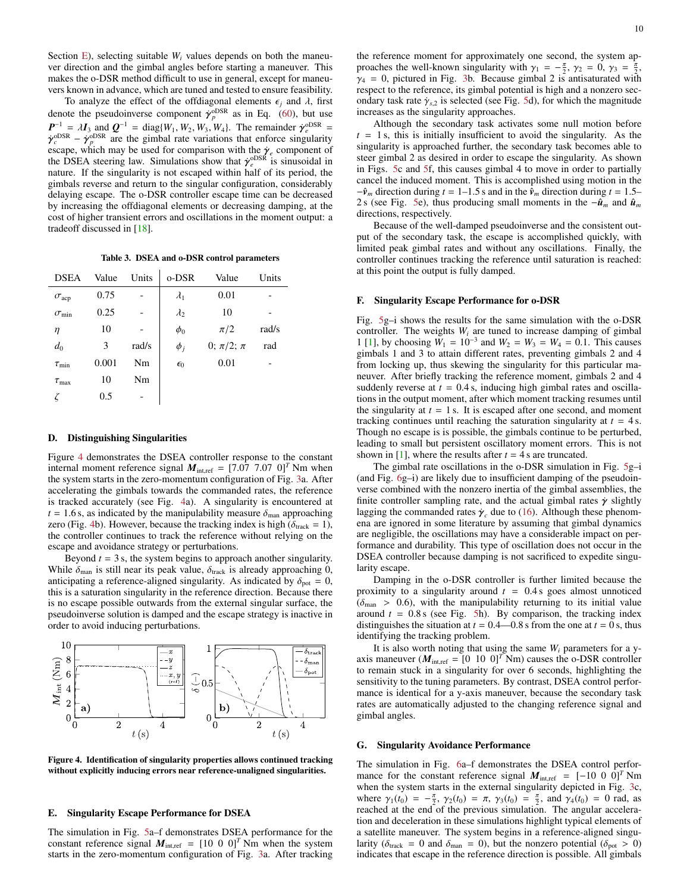Section E), selecting suitable $W_i$ values depends on both the maneuver direction and the gimbal angles before starting a maneuver. This makes the o-DSR method difficult to use in general, except for maneuvers known in advance, which are tuned and tested to ensure feasibility.

To analyze the effect of the offdiagonal elements $\epsilon_j$ and $\lambda$, first denote the pseudoinverse component $\dot{\boldsymbol{\gamma}}_p^{\text{oDSR}}$ as in Eq. (60), but use $\boldsymbol{P}^{-1} = \lambda \boldsymbol{I}_3$ and $\boldsymbol{Q}^{-1} = \text{diag}\{W_1, W_2, W_3, W_4\}$. The remainder $\dot{\boldsymbol{\gamma}}_e^{\text{oDSR}} = \dot{\boldsymbol{\gamma}}_c^{\text{oDSR}} - \dot{\boldsymbol{\gamma}}_p^{\text{oDSR}}$ are the gimbal rate variations that enforce singularity escape, which may be used for comparison with the $\dot{\boldsymbol{\gamma}}_e$ component of the DSEA steering law. Simulations show that $\dot{\boldsymbol{\gamma}}_e^{\text{oDSR}}$ is sinusoidal in nature. If the singularity is not escaped within half of its period, the gimbals reverse and return to the singular configuration, considerably delaying escape. The o-DSR controller escape time can be decreased by increasing the offdiagonal elements or decreasing damping, at the cost of higher transient errors and oscillations in the moment output: a tradeoff discussed in [18].

**Table 3. DSEA and o-DSR control parameters**

| DSEA | Value | Units | o-DSR | Value | Units |
|---|---|---|---|---|---|
| $\sigma_{\text{acp}}$ | 0.75 | - | $\lambda_1$ | 0.01 | - |
| $\sigma_{\text{min}}$ | 0.25 | - | $\lambda_2$ | 10 | - |
| $\eta$ | 10 | - | $\phi_0$ | $\pi/2$ | rad/s |
| $d_0$ | 3 | rad/s | $\phi_j$ | 0; $\pi/2$; $\pi$ | rad |
| $\tau_{\text{min}}$ | 0.001 | Nm | $\epsilon_0$ | 0.01 | - |
| $\tau_{\text{max}}$ | 10 | Nm | | | |
| $\zeta$ | 0.5 | - | | | |

### D. Distinguishing Singularities

Figure 4 demonstrates the DSEA controller response to the constant internal moment reference $\boldsymbol{M}_{\text{int,ref}} = [7.07\ \ 7.07\ \ 0]^T$ Nm when the system starts in the zero-momentum configuration of Fig. 3a. After accelerating the gimbals towards the commanded rates, the reference is tracked accurately (see Fig. 4a). A singularity is encountered at $t = 1.6$ s, as indicated by the manipulability measure $\delta_{\text{man}}$ approaching zero (Fig. 4b). However, because the tracking index is high ($\delta_{\text{track}} = 1$), the controller continues to track the reference without relying on the escape and avoidance strategy or perturbations.

Beyond $t = 3$ s, the system begins to approach another singularity. While $\delta_{\text{man}}$ is still near its peak value, $\delta_{\text{track}}$ is already approaching 0, anticipating a reference-aligned singularity. As indicated by $\delta_{\text{pot}} = 0$, this is a saturation singularity in the reference direction. Because there is no escape possible outwards from the external singular surface, the pseudoinverse solution is damped and the escape strategy is inactive in order to avoid inducing perturbations.

**Figure 4. Identification of singularity properties allows continued tracking without explicitly inducing errors near reference-unaligned singularities.**

### E. Singularity Escape Performance for DSEA

The simulation in Fig. 5a–f demonstrates DSEA performance for the constant reference signal $\boldsymbol{M}_{\text{int,ref}} = [10\ \ 0\ \ 0]^T$ Nm when the system starts in the zero-momentum configuration of Fig. 3a. After tracking the reference moment for approximately one second, the system approaches the well-known singularity with $\gamma_1 = -\frac{\pi}{2}$, $\gamma_2 = 0$, $\gamma_3 = \frac{\pi}{2}$, $\gamma_4 = 0$, pictured in Fig. 3b. Because gimbal 2 is antisaturated with respect to the reference, its gimbal potential is high and a nonzero secondary task rate $\dot{\gamma}_{s,2}$ is selected (see Fig. 5d), for which the magnitude increases as the singularity approaches.

Although the secondary task activates some null motion before $t = 1$ s, this is initially insufficient to avoid the singularity. As the singularity is approached further, the secondary task becomes able to steer gimbal 2 as desired in order to escape the singularity. As shown in Figs. 5c and 5f, this causes gimbal 4 to move in order to partially cancel the induced moment. This is accomplished using motion in the $-\hat{\boldsymbol{v}}_m$ direction during $t =$ 1–1.5 s and in the $\hat{\boldsymbol{v}}_m$ direction during $t =$ 1.5–2 s (see Fig. 5e), thus producing small moments in the $-\hat{\boldsymbol{u}}_m$ and $\hat{\boldsymbol{u}}_m$ directions, respectively.

Because of the well-damped pseudoinverse and the consistent output of the secondary task, the escape is accomplished quickly, with limited peak gimbal rates and without any oscillations. Finally, the controller continues tracking the reference until saturation is reached: at this point the output is fully damped.

### F. Singularity Escape Performance for o-DSR

Fig. 5g–i shows the results for the same simulation with the o-DSR controller. The weights $W_i$ are tuned to increase damping of gimbal 1 [1], by choosing $W_1 = 10^{-3}$ and $W_2 = W_3 = W_4 = 0.1$. This causes gimbals 1 and 3 to attain different rates, preventing gimbals 2 and 4 from locking up, thus skewing the singularity for this particular maneuver. After briefly tracking the reference moment, gimbals 2 and 4 suddenly reverse at $t = 0.4$ s, inducing high gimbal rates and oscillations in the output moment, after which moment tracking resumes until the singularity at $t = 1$ s. It is escaped after one second, and moment tracking continues until reaching the saturation singularity at $t = 4$ s. Though no escape is is possible, the gimbals continue to be perturbed, leading to small but persistent oscillatory moment errors. This is not shown in [1], where the results after $t = 4$ s are truncated.

The gimbal rate oscillations in the o-DSR simulation in Fig. 5g–i (and Fig. 6g–i) are likely due to insufficient damping of the pseudoinverse combined with the nonzero inertia of the gimbal assemblies, the finite controller sampling rate, and the actual gimbal rates $\dot{\boldsymbol{\gamma}}$ slightly lagging the commanded rates $\dot{\boldsymbol{\gamma}}_c$ due to (16). Although these phenomena are ignored in some literature by assuming that gimbal dynamics are negligible, the oscillations may have a considerable impact on performance and durability. This type of oscillation does not occur in the DSEA controller because damping is not sacrificed to expedite singularity escape.

Damping in the o-DSR controller is further limited because the proximity to a singularity around $t = 0.4$ s goes almost unnoticed ($\delta_{\text{man}} > 0.6$), with the manipulability returning to its initial value around $t = 0.8$ s (see Fig. 5h). By comparison, the tracking index distinguishes the situation at $t =$ 0.4—0.8 s from the one at $t = 0$ s, thus identifying the tracking problem.

It is also worth noting that using the same $W_i$ parameters for a y-axis maneuver ($\boldsymbol{M}_{\text{int,ref}} = [0\ \ 10\ \ 0]^T$ Nm) causes the o-DSR controller to remain stuck in a singularity for over 6 seconds, highlighting the sensitivity to the tuning parameters. By contrast, DSEA control performance is identical for a y-axis maneuver, because the secondary task rates are automatically adjusted to the changing reference signal and gimbal angles.

### G. Singularity Avoidance Performance

The simulation in Fig. 6a–f demonstrates the DSEA control performance for the constant reference signal $\boldsymbol{M}_{\text{int,ref}} = [-10\ \ 0\ \ 0]^T$ Nm when the system starts in the external singularity depicted in Fig. 3c, where $\gamma_1(t_0) = -\frac{\pi}{2}$, $\gamma_2(t_0) = \pi$, $\gamma_3(t_0) = \frac{\pi}{2}$, and $\gamma_4(t_0) = 0$ rad, as reached at the end of the previous simulation. The angular acceleration and deceleration in these simulations highlight typical elements of a satellite maneuver. The system begins in a reference-aligned singularity ($\delta_{\text{track}} = 0$ and $\delta_{\text{man}} = 0$), but the nonzero potential ($\delta_{\text{pot}} > 0$) indicates that escape in the reference direction is possible. All gimbals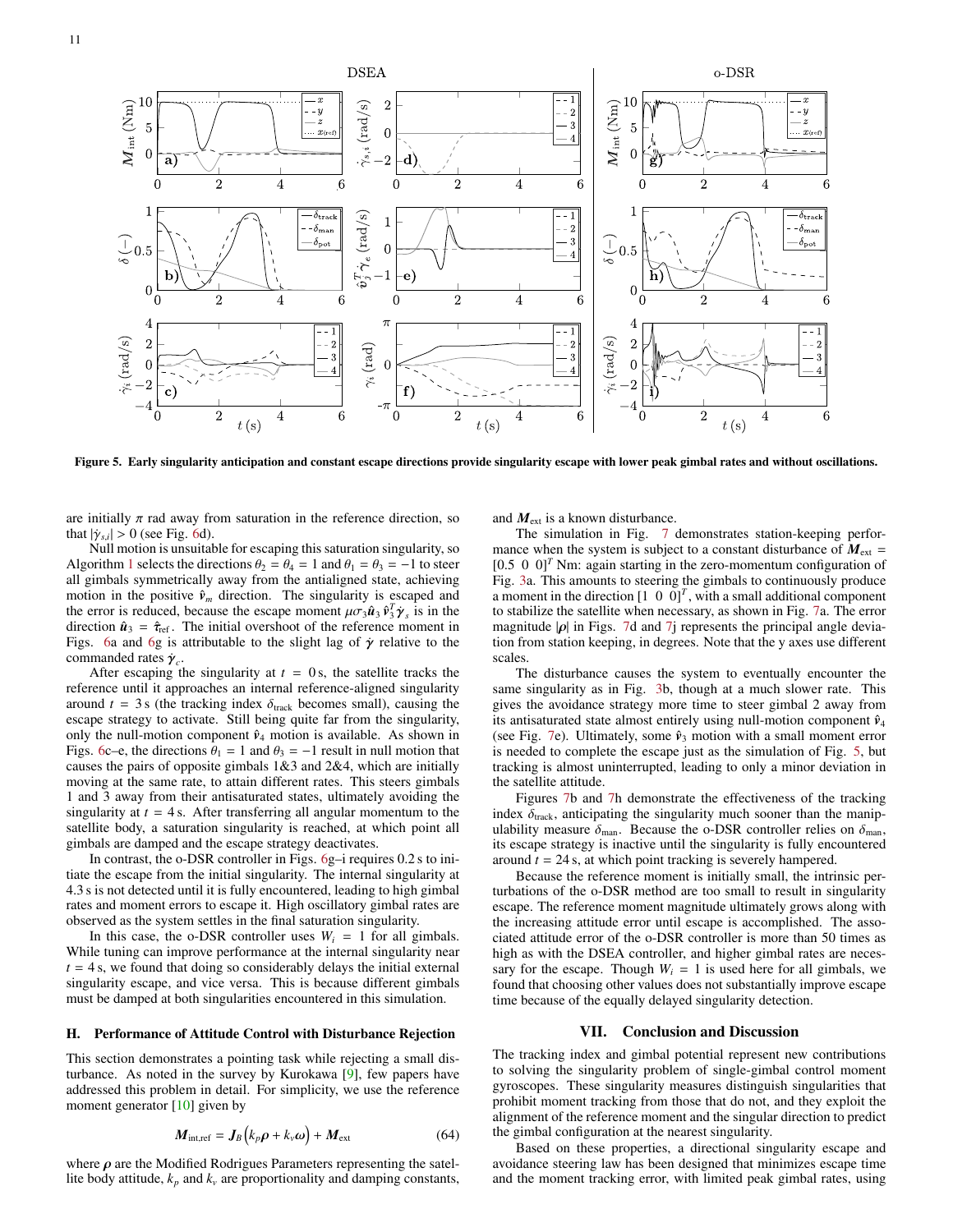Figure 5. Early singularity anticipation and constant escape directions provide singularity escape with lower peak gimbal rates and without oscillations.

are initially $\pi$ rad away from saturation in the reference direction, so that $|\dot{\gamma}_{s,i}| > 0$ (see Fig. 6d).

Null motion is unsuitable for escaping this saturation singularity, so Algorithm 1 selects the directions $\theta_2 = \theta_4 = 1$ and $\theta_1 = \theta_3 = -1$ to steer all gimbals symmetrically away from the antialigned state, achieving motion in the positive $\hat{\boldsymbol{v}}_m$ direction. The singularity is escaped and the error is reduced, because the escape moment $\mu\sigma_3\hat{\boldsymbol{u}}_3\,\hat{\boldsymbol{v}}_3^T\dot{\boldsymbol{\gamma}}_s$ is in the direction $\hat{\boldsymbol{u}}_3 = \hat{\boldsymbol{\tau}}_{\mathrm{ref}}$. The initial overshoot of the reference moment in Figs. 6a and 6g is attributable to the slight lag of $\dot{\boldsymbol{\gamma}}$ relative to the commanded rates $\dot{\boldsymbol{\gamma}}_c$.

After escaping the singularity at $t = 0$ s, the satellite tracks the reference until it approaches an internal reference-aligned singularity around $t = 3$ s (the tracking index $\delta_{\mathrm{track}}$ becomes small), causing the escape strategy to activate. Still being quite far from the singularity, only the null-motion component $\hat{\boldsymbol{v}}_4$ motion is available. As shown in Figs. 6c–e, the directions $\theta_1 = 1$ and $\theta_3 = -1$ result in null motion that causes the pairs of opposite gimbals 1&3 and 2&4, which are initially moving at the same rate, to attain different rates. This steers gimbals 1 and 3 away from their antisaturated states, ultimately avoiding the singularity at $t = 4$ s. After transferring all angular momentum to the satellite body, a saturation singularity is reached, at which point all gimbals are damped and the escape strategy deactivates.

In contrast, the o-DSR controller in Figs. 6g–i requires 0.2 s to initiate the escape from the initial singularity. The internal singularity at 4.3 s is not detected until it is fully encountered, leading to high gimbal rates and moment errors to escape it. High oscillatory gimbal rates are observed as the system settles in the final saturation singularity.

In this case, the o-DSR controller uses $W_i = 1$ for all gimbals. While tuning can improve performance at the internal singularity near $t = 4$ s, we found that doing so considerably delays the initial external singularity escape, and vice versa. This is because different gimbals must be damped at both singularities encountered in this simulation.

### H. Performance of Attitude Control with Disturbance Rejection

This section demonstrates a pointing task while rejecting a small disturbance. As noted in the survey by Kurokawa [9], few papers have addressed this problem in detail. For simplicity, we use the reference moment generator [10] given by

$$\boldsymbol{M}_{\mathrm{int,ref}} = \boldsymbol{J}_B\left(k_p\boldsymbol{\rho} + k_v\boldsymbol{\omega}\right) + \boldsymbol{M}_{\mathrm{ext}} \tag{64}$$

where $\boldsymbol{\rho}$ are the Modified Rodrigues Parameters representing the satellite body attitude, $k_p$ and $k_v$ are proportionality and damping constants, and $\boldsymbol{M}_{\mathrm{ext}}$ is a known disturbance.

The simulation in Fig. 7 demonstrates station-keeping performance when the system is subject to a constant disturbance of $\boldsymbol{M}_{\mathrm{ext}} = [0.5\ \ 0\ \ 0]^T$ Nm: again starting in the zero-momentum configuration of Fig. 3a. This amounts to steering the gimbals to continuously produce a moment in the direction $[1\ \ 0\ \ 0]^T$, with a small additional component to stabilize the satellite when necessary, as shown in Fig. 7a. The error magnitude $|\boldsymbol{\rho}|$ in Figs. 7d and 7j represents the principal angle deviation from station keeping, in degrees. Note that the y axes use different scales.

The disturbance causes the system to eventually encounter the same singularity as in Fig. 3b, though at a much slower rate. This gives the avoidance strategy more time to steer gimbal 2 away from its antisaturated state almost entirely using null-motion component $\hat{\boldsymbol{v}}_4$ (see Fig. 7e). Ultimately, some $\hat{\boldsymbol{v}}_3$ motion with a small moment error is needed to complete the escape just as the simulation of Fig. 5, but tracking is almost uninterrupted, leading to only a minor deviation in the satellite attitude.

Figures 7b and 7h demonstrate the effectiveness of the tracking index $\delta_{\mathrm{track}}$, anticipating the singularity much sooner than the manipulability measure $\delta_{\mathrm{man}}$. Because the o-DSR controller relies on $\delta_{\mathrm{man}}$, its escape strategy is inactive until the singularity is fully encountered around $t = 24$ s, at which point tracking is severely hampered.

Because the reference moment is initially small, the intrinsic perturbations of the o-DSR method are too small to result in singularity escape. The reference moment magnitude ultimately grows along with the increasing attitude error until escape is accomplished. The associated attitude error of the o-DSR controller is more than 50 times as high as with the DSEA controller, and higher gimbal rates are necessary for the escape. Though $W_i = 1$ is used here for all gimbals, we found that choosing other values does not substantially improve escape time because of the equally delayed singularity detection.

## VII. Conclusion and Discussion

The tracking index and gimbal potential represent new contributions to solving the singularity problem of single-gimbal control moment gyroscopes. These singularity measures distinguish singularities that prohibit moment tracking from those that do not, and they exploit the alignment of the reference moment and the singular direction to predict the gimbal configuration at the nearest singularity.

Based on these properties, a directional singularity escape and avoidance steering law has been designed that minimizes escape time and the moment tracking error, with limited peak gimbal rates, using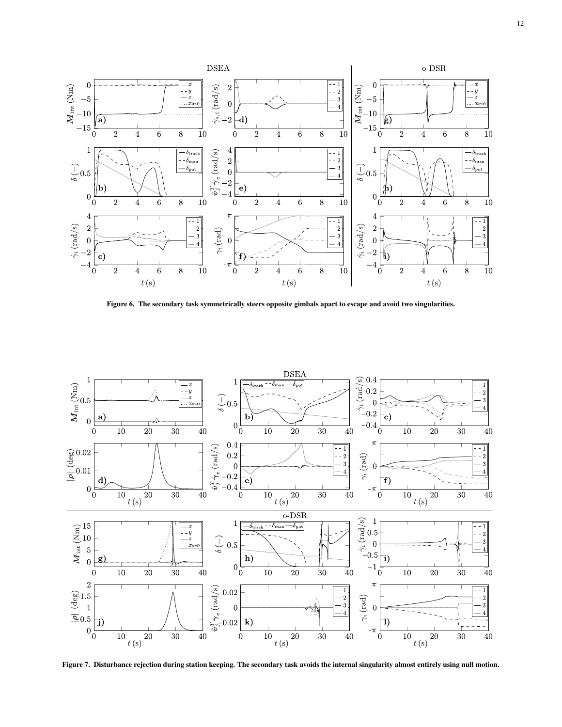**Figure 6. The secondary task symmetrically steers opposite gimbals apart to escape and avoid two singularities.**

**Figure 7. Disturbance rejection during station keeping. The secondary task avoids the internal singularity almost entirely using null motion.**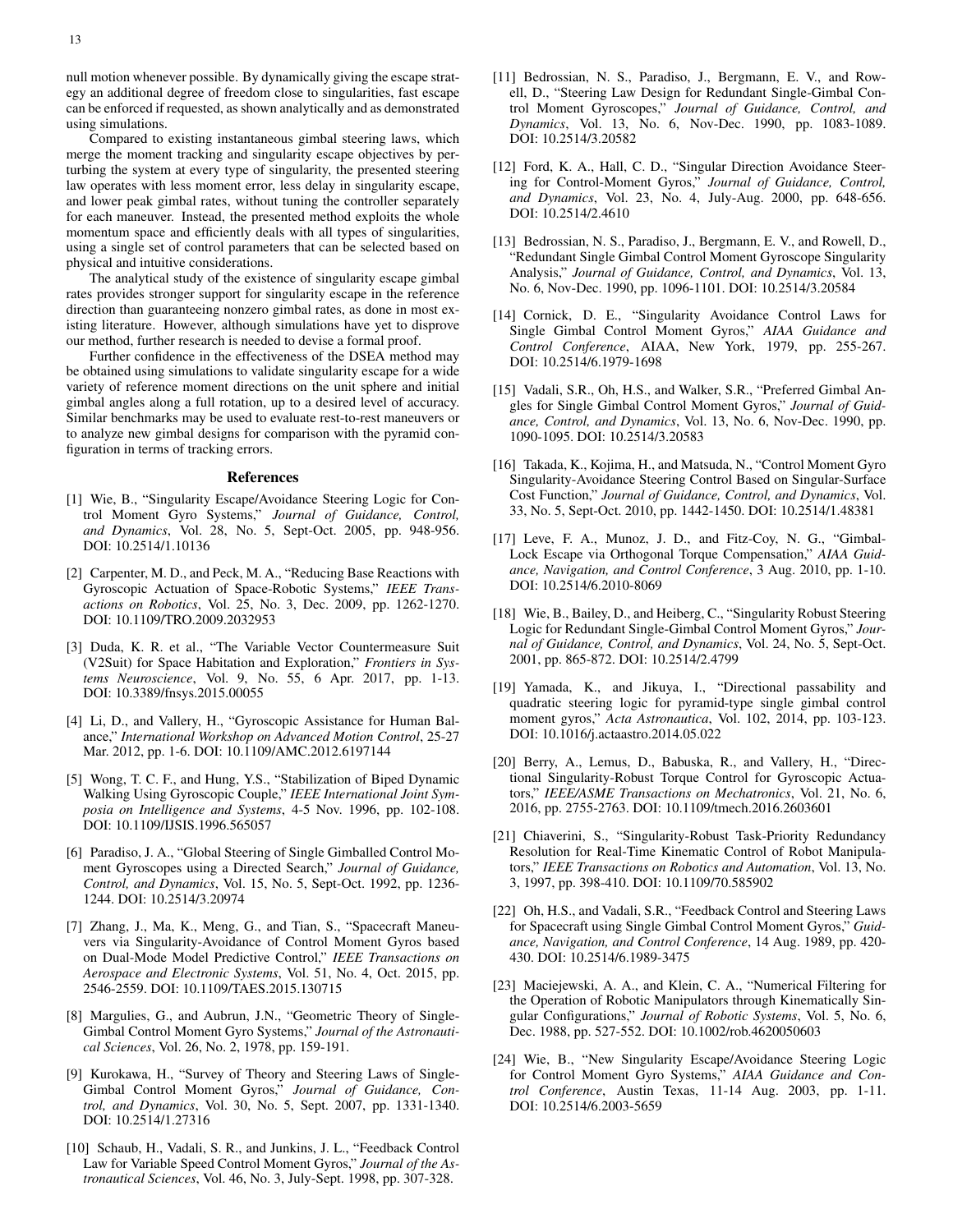null motion whenever possible. By dynamically giving the escape strategy an additional degree of freedom close to singularities, fast escape can be enforced if requested, as shown analytically and as demonstrated using simulations.

Compared to existing instantaneous gimbal steering laws, which merge the moment tracking and singularity escape objectives by perturbing the system at every type of singularity, the presented steering law operates with less moment error, less delay in singularity escape, and lower peak gimbal rates, without tuning the controller separately for each maneuver. Instead, the presented method exploits the whole momentum space and efficiently deals with all types of singularities, using a single set of control parameters that can be selected based on physical and intuitive considerations.

The analytical study of the existence of singularity escape gimbal rates provides stronger support for singularity escape in the reference direction than guaranteeing nonzero gimbal rates, as done in most existing literature. However, although simulations have yet to disprove our method, further research is needed to devise a formal proof.

Further confidence in the effectiveness of the DSEA method may be obtained using simulations to validate singularity escape for a wide variety of reference moment directions on the unit sphere and initial gimbal angles along a full rotation, up to a desired level of accuracy. Similar benchmarks may be used to evaluate rest-to-rest maneuvers or to analyze new gimbal designs for comparison with the pyramid configuration in terms of tracking errors.

## References

[1] Wie, B., "Singularity Escape/Avoidance Steering Logic for Control Moment Gyro Systems," *Journal of Guidance, Control, and Dynamics*, Vol. 28, No. 5, Sept-Oct. 2005, pp. 948-956. DOI: 10.2514/1.10136

[2] Carpenter, M. D., and Peck, M. A., "Reducing Base Reactions with Gyroscopic Actuation of Space-Robotic Systems," *IEEE Transactions on Robotics*, Vol. 25, No. 3, Dec. 2009, pp. 1262-1270. DOI: 10.1109/TRO.2009.2032953

[3] Duda, K. R. et al., "The Variable Vector Countermeasure Suit (V2Suit) for Space Habitation and Exploration," *Frontiers in Systems Neuroscience*, Vol. 9, No. 55, 6 Apr. 2017, pp. 1-13. DOI: 10.3389/fnsys.2015.00055

[4] Li, D., and Vallery, H., "Gyroscopic Assistance for Human Balance," *International Workshop on Advanced Motion Control*, 25-27 Mar. 2012, pp. 1-6. DOI: 10.1109/AMC.2012.6197144

[5] Wong, T. C. F., and Hung, Y.S., "Stabilization of Biped Dynamic Walking Using Gyroscopic Couple," *IEEE International Joint Symposia on Intelligence and Systems*, 4-5 Nov. 1996, pp. 102-108. DOI: 10.1109/IJSIS.1996.565057

[6] Paradiso, J. A., "Global Steering of Single Gimballed Control Moment Gyroscopes using a Directed Search," *Journal of Guidance, Control, and Dynamics*, Vol. 15, No. 5, Sept-Oct. 1992, pp. 1236-1244. DOI: 10.2514/3.20974

[7] Zhang, J., Ma, K., Meng, G., and Tian, S., "Spacecraft Maneuvers via Singularity-Avoidance of Control Moment Gyros based on Dual-Mode Model Predictive Control," *IEEE Transactions on Aerospace and Electronic Systems*, Vol. 51, No. 4, Oct. 2015, pp. 2546-2559. DOI: 10.1109/TAES.2015.130715

[8] Margulies, G., and Aubrun, J.N., "Geometric Theory of Single-Gimbal Control Moment Gyro Systems," *Journal of the Astronautical Sciences*, Vol. 26, No. 2, 1978, pp. 159-191.

[9] Kurokawa, H., "Survey of Theory and Steering Laws of Single-Gimbal Control Moment Gyros," *Journal of Guidance, Control, and Dynamics*, Vol. 30, No. 5, Sept. 2007, pp. 1331-1340. DOI: 10.2514/1.27316

[10] Schaub, H., Vadali, S. R., and Junkins, J. L., "Feedback Control Law for Variable Speed Control Moment Gyros," *Journal of the Astronautical Sciences*, Vol. 46, No. 3, July-Sept. 1998, pp. 307-328.

[11] Bedrossian, N. S., Paradiso, J., Bergmann, E. V., and Rowell, D., "Steering Law Design for Redundant Single-Gimbal Control Moment Gyroscopes," *Journal of Guidance, Control, and Dynamics*, Vol. 13, No. 6, Nov-Dec. 1990, pp. 1083-1089. DOI: 10.2514/3.20582

[12] Ford, K. A., Hall, C. D., "Singular Direction Avoidance Steering for Control-Moment Gyros," *Journal of Guidance, Control, and Dynamics*, Vol. 23, No. 4, July-Aug. 2000, pp. 648-656. DOI: 10.2514/2.4610

[13] Bedrossian, N. S., Paradiso, J., Bergmann, E. V., and Rowell, D., "Redundant Single Gimbal Control Moment Gyroscope Singularity Analysis," *Journal of Guidance, Control, and Dynamics*, Vol. 13, No. 6, Nov-Dec. 1990, pp. 1096-1101. DOI: 10.2514/3.20584

[14] Cornick, D. E., "Singularity Avoidance Control Laws for Single Gimbal Control Moment Gyros," *AIAA Guidance and Control Conference*, AIAA, New York, 1979, pp. 255-267. DOI: 10.2514/6.1979-1698

[15] Vadali, S.R., Oh, H.S., and Walker, S.R., "Preferred Gimbal Angles for Single Gimbal Control Moment Gyros," *Journal of Guidance, Control, and Dynamics*, Vol. 13, No. 6, Nov-Dec. 1990, pp. 1090-1095. DOI: 10.2514/3.20583

[16] Takada, K., Kojima, H., and Matsuda, N., "Control Moment Gyro Singularity-Avoidance Steering Control Based on Singular-Surface Cost Function," *Journal of Guidance, Control, and Dynamics*, Vol. 33, No. 5, Sept-Oct. 2010, pp. 1442-1450. DOI: 10.2514/1.48381

[17] Leve, F. A., Munoz, J. D., and Fitz-Coy, N. G., "Gimbal-Lock Escape via Orthogonal Torque Compensation," *AIAA Guidance, Navigation, and Control Conference*, 3 Aug. 2010, pp. 1-10. DOI: 10.2514/6.2010-8069

[18] Wie, B., Bailey, D., and Heiberg, C., "Singularity Robust Steering Logic for Redundant Single-Gimbal Control Moment Gyros," *Journal of Guidance, Control, and Dynamics*, Vol. 24, No. 5, Sept-Oct. 2001, pp. 865-872. DOI: 10.2514/2.4799

[19] Yamada, K., and Jikuya, I., "Directional passability and quadratic steering logic for pyramid-type single gimbal control moment gyros," *Acta Astronautica*, Vol. 102, 2014, pp. 103-123. DOI: 10.1016/j.actaastro.2014.05.022

[20] Berry, A., Lemus, D., Babuska, R., and Vallery, H., "Directional Singularity-Robust Torque Control for Gyroscopic Actuators," *IEEE/ASME Transactions on Mechatronics*, Vol. 21, No. 6, 2016, pp. 2755-2763. DOI: 10.1109/tmech.2016.2603601

[21] Chiaverini, S., "Singularity-Robust Task-Priority Redundancy Resolution for Real-Time Kinematic Control of Robot Manipulators," *IEEE Transactions on Robotics and Automation*, Vol. 13, No. 3, 1997, pp. 398-410. DOI: 10.1109/70.585902

[22] Oh, H.S., and Vadali, S.R., "Feedback Control and Steering Laws for Spacecraft using Single Gimbal Control Moment Gyros," *Guidance, Navigation, and Control Conference*, 14 Aug. 1989, pp. 420-430. DOI: 10.2514/6.1989-3475

[23] Maciejewski, A. A., and Klein, C. A., "Numerical Filtering for the Operation of Robotic Manipulators through Kinematically Singular Configurations," *Journal of Robotic Systems*, Vol. 5, No. 6, Dec. 1988, pp. 527-552. DOI: 10.1002/rob.4620050603

[24] Wie, B., "New Singularity Escape/Avoidance Steering Logic for Control Moment Gyro Systems," *AIAA Guidance and Control Conference*, Austin Texas, 11-14 Aug. 2003, pp. 1-11. DOI: 10.2514/6.2003-5659